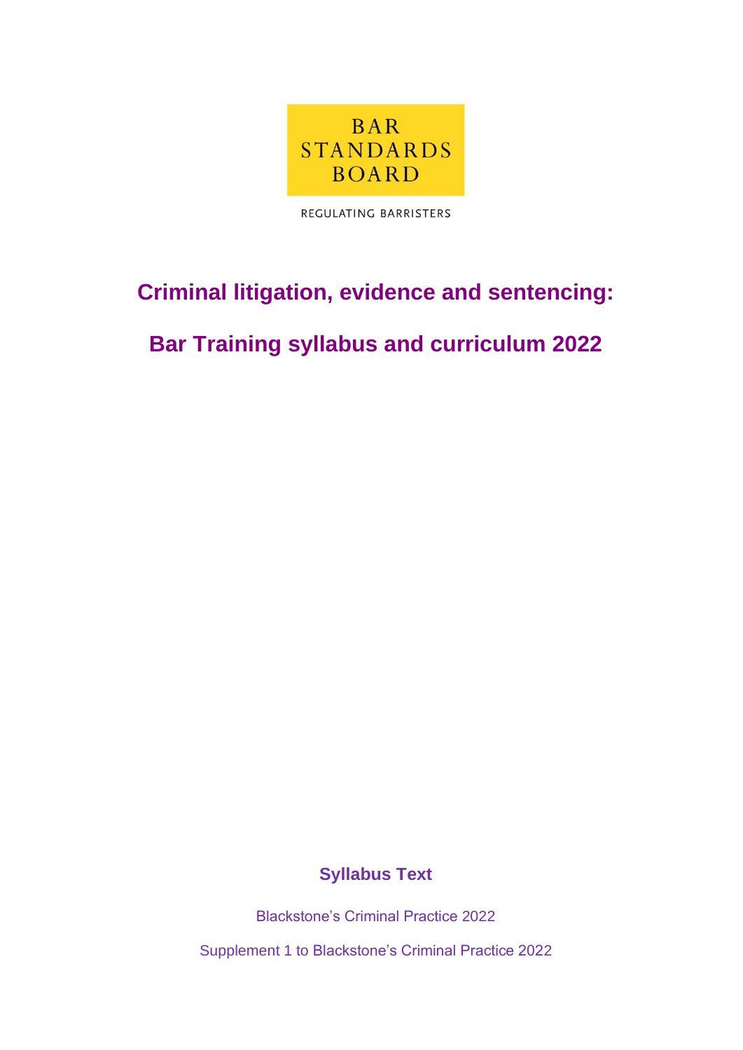BAR
STANDARDS
BOARD

REGULATING BARRISTERS

# Criminal litigation, evidence and sentencing:

# Bar Training syllabus and curriculum 2022

## Syllabus Text

Blackstone's Criminal Practice 2022

Supplement 1 to Blackstone's Criminal Practice 2022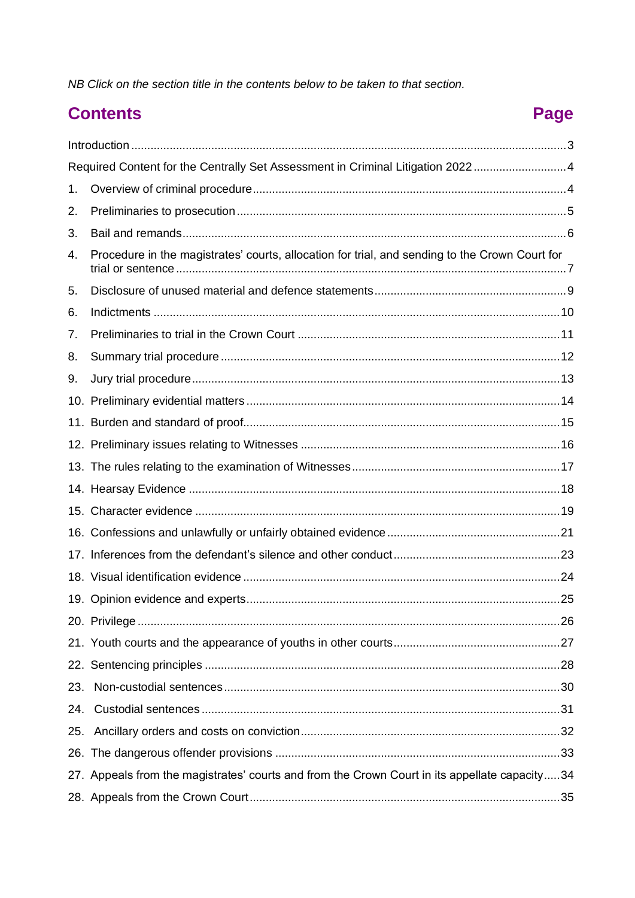*NB Click on the section title in the contents below to be taken to that section.*

## Contents

| Contents | Page |
|---|---|
| Introduction | 3 |
| Required Content for the Centrally Set Assessment in Criminal Litigation 2022 | 4 |
| 1. Overview of criminal procedure | 4 |
| 2. Preliminaries to prosecution | 5 |
| 3. Bail and remands | 6 |
| 4. Procedure in the magistrates' courts, allocation for trial, and sending to the Crown Court for trial or sentence | 7 |
| 5. Disclosure of unused material and defence statements | 9 |
| 6. Indictments | 10 |
| 7. Preliminaries to trial in the Crown Court | 11 |
| 8. Summary trial procedure | 12 |
| 9. Jury trial procedure | 13 |
| 10. Preliminary evidential matters | 14 |
| 11. Burden and standard of proof | 15 |
| 12. Preliminary issues relating to Witnesses | 16 |
| 13. The rules relating to the examination of Witnesses | 17 |
| 14. Hearsay Evidence | 18 |
| 15. Character evidence | 19 |
| 16. Confessions and unlawfully or unfairly obtained evidence | 21 |
| 17. Inferences from the defendant's silence and other conduct | 23 |
| 18. Visual identification evidence | 24 |
| 19. Opinion evidence and experts | 25 |
| 20. Privilege | 26 |
| 21. Youth courts and the appearance of youths in other courts | 27 |
| 22. Sentencing principles | 28 |
| 23. Non-custodial sentences | 30 |
| 24. Custodial sentences | 31 |
| 25. Ancillary orders and costs on conviction | 32 |
| 26. The dangerous offender provisions | 33 |
| 27. Appeals from the magistrates' courts and from the Crown Court in its appellate capacity | 34 |
| 28. Appeals from the Crown Court | 35 |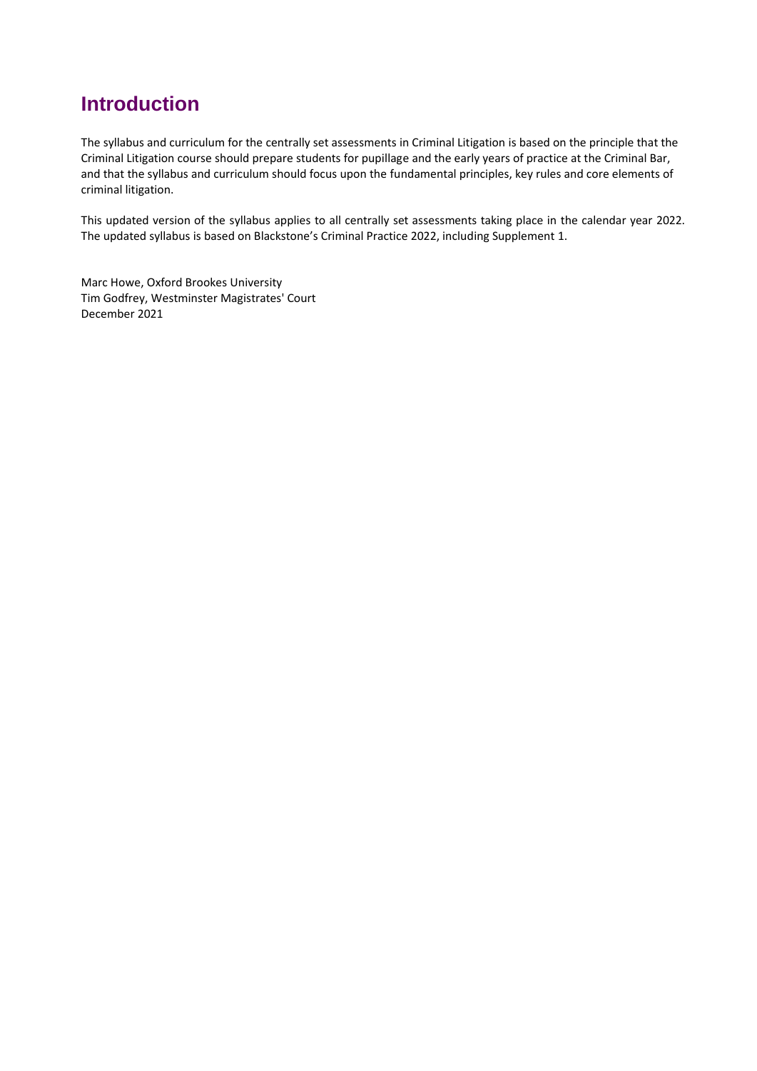# Introduction

The syllabus and curriculum for the centrally set assessments in Criminal Litigation is based on the principle that the Criminal Litigation course should prepare students for pupillage and the early years of practice at the Criminal Bar, and that the syllabus and curriculum should focus upon the fundamental principles, key rules and core elements of criminal litigation.

This updated version of the syllabus applies to all centrally set assessments taking place in the calendar year 2022. The updated syllabus is based on Blackstone's Criminal Practice 2022, including Supplement 1.

Marc Howe, Oxford Brookes University
Tim Godfrey, Westminster Magistrates' Court
December 2021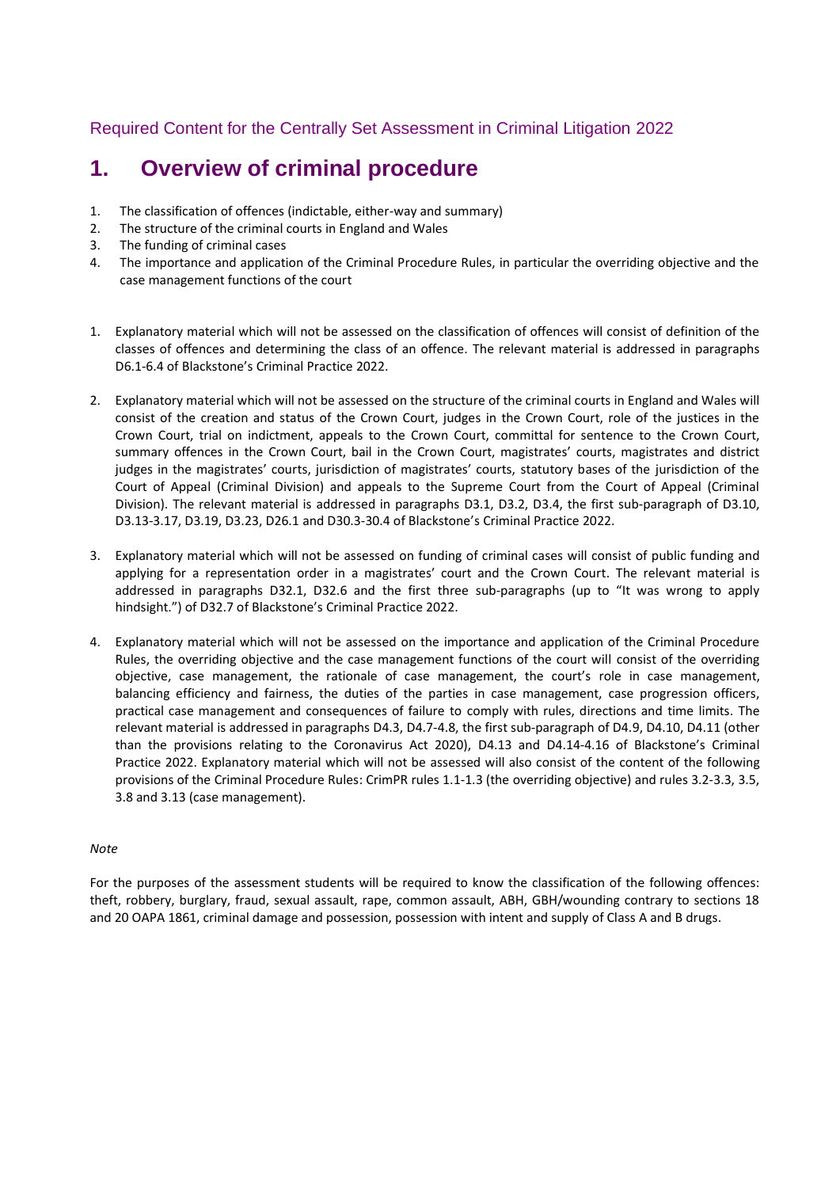Required Content for the Centrally Set Assessment in Criminal Litigation 2022

# 1. Overview of criminal procedure

1. The classification of offences (indictable, either-way and summary)
2. The structure of the criminal courts in England and Wales
3. The funding of criminal cases
4. The importance and application of the Criminal Procedure Rules, in particular the overriding objective and the case management functions of the court

1. Explanatory material which will not be assessed on the classification of offences will consist of definition of the classes of offences and determining the class of an offence. The relevant material is addressed in paragraphs D6.1-6.4 of Blackstone's Criminal Practice 2022.

2. Explanatory material which will not be assessed on the structure of the criminal courts in England and Wales will consist of the creation and status of the Crown Court, judges in the Crown Court, role of the justices in the Crown Court, trial on indictment, appeals to the Crown Court, committal for sentence to the Crown Court, summary offences in the Crown Court, bail in the Crown Court, magistrates' courts, magistrates and district judges in the magistrates' courts, jurisdiction of magistrates' courts, statutory bases of the jurisdiction of the Court of Appeal (Criminal Division) and appeals to the Supreme Court from the Court of Appeal (Criminal Division). The relevant material is addressed in paragraphs D3.1, D3.2, D3.4, the first sub-paragraph of D3.10, D3.13-3.17, D3.19, D3.23, D26.1 and D30.3-30.4 of Blackstone's Criminal Practice 2022.

3. Explanatory material which will not be assessed on funding of criminal cases will consist of public funding and applying for a representation order in a magistrates' court and the Crown Court. The relevant material is addressed in paragraphs D32.1, D32.6 and the first three sub-paragraphs (up to "It was wrong to apply hindsight.") of D32.7 of Blackstone's Criminal Practice 2022.

4. Explanatory material which will not be assessed on the importance and application of the Criminal Procedure Rules, the overriding objective and the case management functions of the court will consist of the overriding objective, case management, the rationale of case management, the court's role in case management, balancing efficiency and fairness, the duties of the parties in case management, case progression officers, practical case management and consequences of failure to comply with rules, directions and time limits. The relevant material is addressed in paragraphs D4.3, D4.7-4.8, the first sub-paragraph of D4.9, D4.10, D4.11 (other than the provisions relating to the Coronavirus Act 2020), D4.13 and D4.14-4.16 of Blackstone's Criminal Practice 2022. Explanatory material which will not be assessed will also consist of the content of the following provisions of the Criminal Procedure Rules: CrimPR rules 1.1-1.3 (the overriding objective) and rules 3.2-3.3, 3.5, 3.8 and 3.13 (case management).

*Note*

For the purposes of the assessment students will be required to know the classification of the following offences: theft, robbery, burglary, fraud, sexual assault, rape, common assault, ABH, GBH/wounding contrary to sections 18 and 20 OAPA 1861, criminal damage and possession, possession with intent and supply of Class A and B drugs.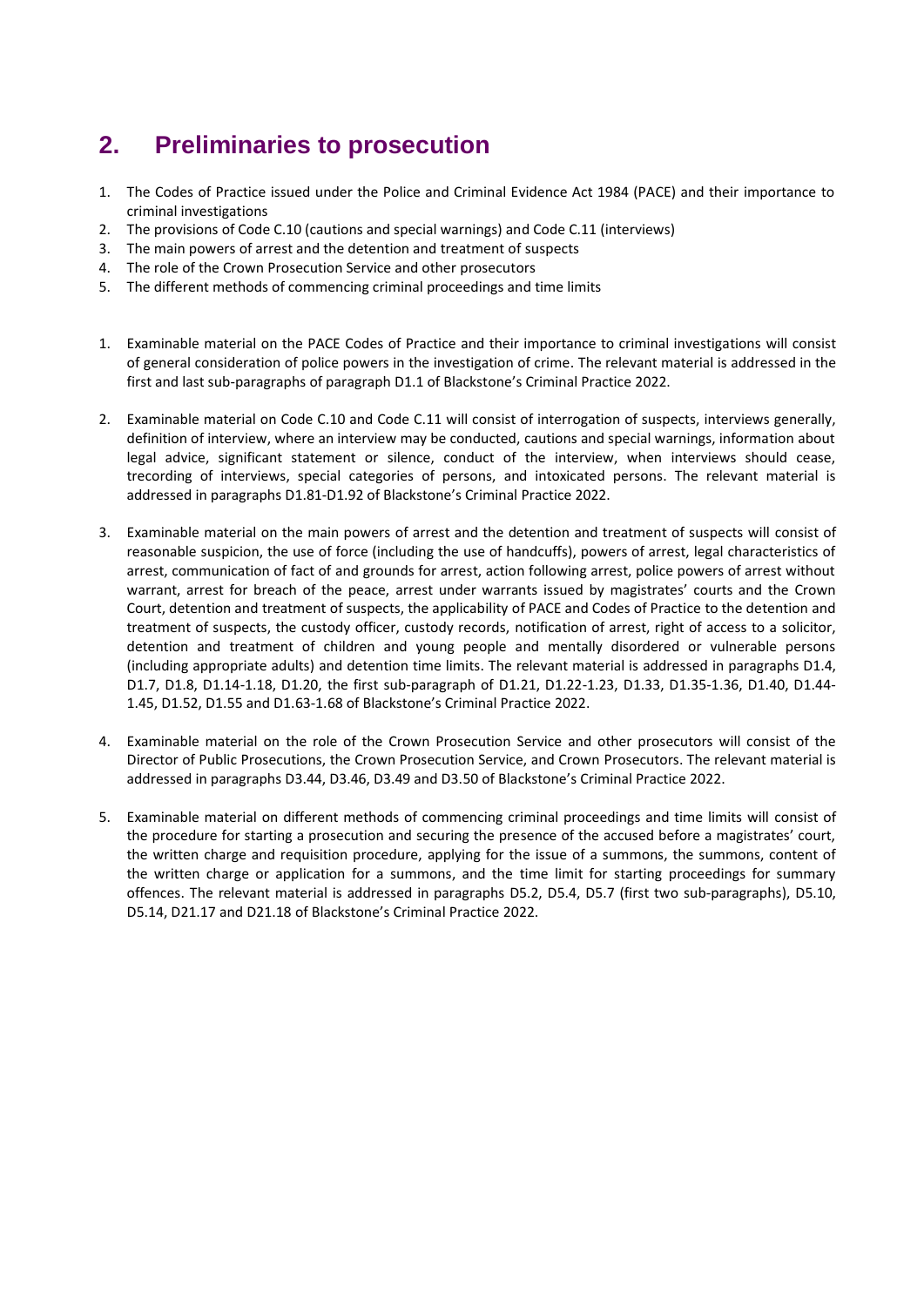## 2. Preliminaries to prosecution

1. The Codes of Practice issued under the Police and Criminal Evidence Act 1984 (PACE) and their importance to criminal investigations
2. The provisions of Code C.10 (cautions and special warnings) and Code C.11 (interviews)
3. The main powers of arrest and the detention and treatment of suspects
4. The role of the Crown Prosecution Service and other prosecutors
5. The different methods of commencing criminal proceedings and time limits

1. Examinable material on the PACE Codes of Practice and their importance to criminal investigations will consist of general consideration of police powers in the investigation of crime. The relevant material is addressed in the first and last sub-paragraphs of paragraph D1.1 of Blackstone's Criminal Practice 2022.

2. Examinable material on Code C.10 and Code C.11 will consist of interrogation of suspects, interviews generally, definition of interview, where an interview may be conducted, cautions and special warnings, information about legal advice, significant statement or silence, conduct of the interview, when interviews should cease, trecording of interviews, special categories of persons, and intoxicated persons. The relevant material is addressed in paragraphs D1.81-D1.92 of Blackstone's Criminal Practice 2022.

3. Examinable material on the main powers of arrest and the detention and treatment of suspects will consist of reasonable suspicion, the use of force (including the use of handcuffs), powers of arrest, legal characteristics of arrest, communication of fact of and grounds for arrest, action following arrest, police powers of arrest without warrant, arrest for breach of the peace, arrest under warrants issued by magistrates' courts and the Crown Court, detention and treatment of suspects, the applicability of PACE and Codes of Practice to the detention and treatment of suspects, the custody officer, custody records, notification of arrest, right of access to a solicitor, detention and treatment of children and young people and mentally disordered or vulnerable persons (including appropriate adults) and detention time limits. The relevant material is addressed in paragraphs D1.4, D1.7, D1.8, D1.14-1.18, D1.20, the first sub-paragraph of D1.21, D1.22-1.23, D1.33, D1.35-1.36, D1.40, D1.44-1.45, D1.52, D1.55 and D1.63-1.68 of Blackstone's Criminal Practice 2022.

4. Examinable material on the role of the Crown Prosecution Service and other prosecutors will consist of the Director of Public Prosecutions, the Crown Prosecution Service, and Crown Prosecutors. The relevant material is addressed in paragraphs D3.44, D3.46, D3.49 and D3.50 of Blackstone's Criminal Practice 2022.

5. Examinable material on different methods of commencing criminal proceedings and time limits will consist of the procedure for starting a prosecution and securing the presence of the accused before a magistrates' court, the written charge and requisition procedure, applying for the issue of a summons, the summons, content of the written charge or application for a summons, and the time limit for starting proceedings for summary offences. The relevant material is addressed in paragraphs D5.2, D5.4, D5.7 (first two sub-paragraphs), D5.10, D5.14, D21.17 and D21.18 of Blackstone's Criminal Practice 2022.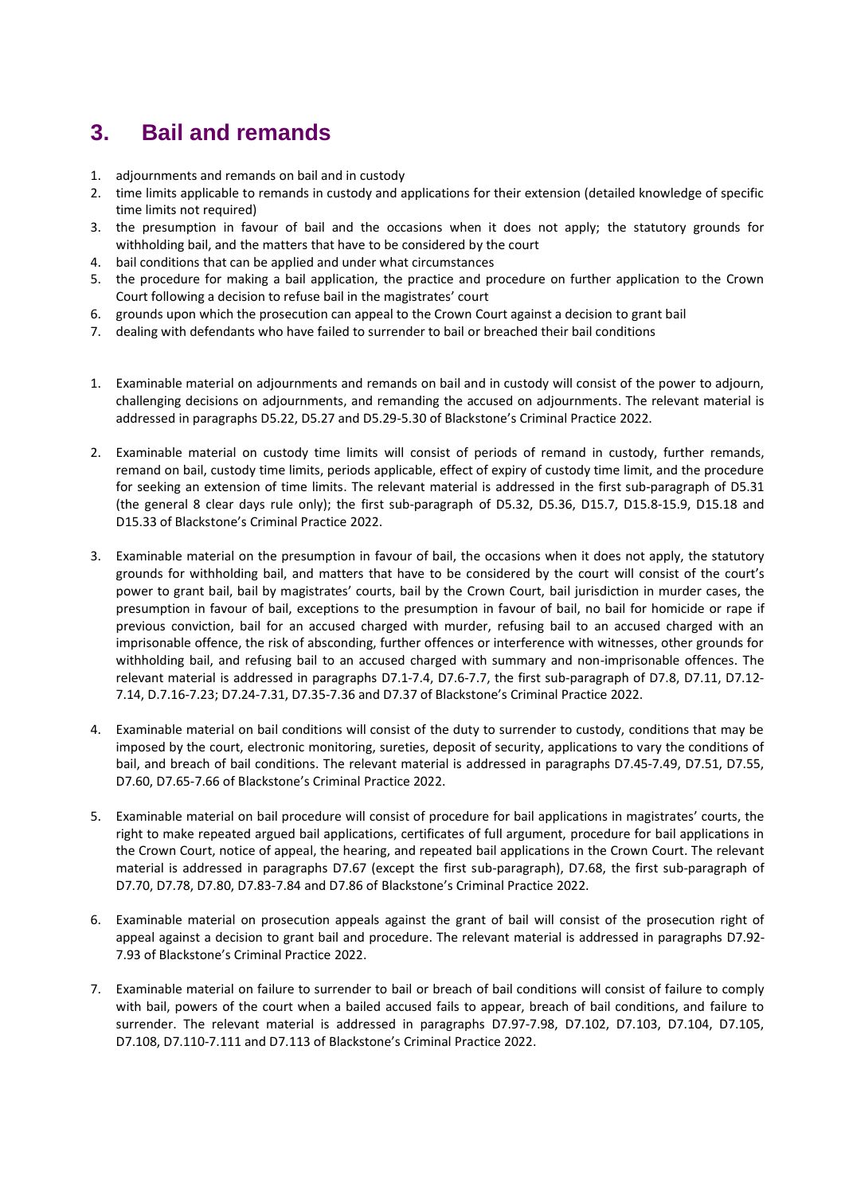## 3. Bail and remands

1. adjournments and remands on bail and in custody
2. time limits applicable to remands in custody and applications for their extension (detailed knowledge of specific time limits not required)
3. the presumption in favour of bail and the occasions when it does not apply; the statutory grounds for withholding bail, and the matters that have to be considered by the court
4. bail conditions that can be applied and under what circumstances
5. the procedure for making a bail application, the practice and procedure on further application to the Crown Court following a decision to refuse bail in the magistrates' court
6. grounds upon which the prosecution can appeal to the Crown Court against a decision to grant bail
7. dealing with defendants who have failed to surrender to bail or breached their bail conditions

1. Examinable material on adjournments and remands on bail and in custody will consist of the power to adjourn, challenging decisions on adjournments, and remanding the accused on adjournments. The relevant material is addressed in paragraphs D5.22, D5.27 and D5.29-5.30 of Blackstone's Criminal Practice 2022.

2. Examinable material on custody time limits will consist of periods of remand in custody, further remands, remand on bail, custody time limits, periods applicable, effect of expiry of custody time limit, and the procedure for seeking an extension of time limits. The relevant material is addressed in the first sub-paragraph of D5.31 (the general 8 clear days rule only); the first sub-paragraph of D5.32, D5.36, D15.7, D15.8-15.9, D15.18 and D15.33 of Blackstone's Criminal Practice 2022.

3. Examinable material on the presumption in favour of bail, the occasions when it does not apply, the statutory grounds for withholding bail, and matters that have to be considered by the court will consist of the court's power to grant bail, bail by magistrates' courts, bail by the Crown Court, bail jurisdiction in murder cases, the presumption in favour of bail, exceptions to the presumption in favour of bail, no bail for homicide or rape if previous conviction, bail for an accused charged with murder, refusing bail to an accused charged with an imprisonable offence, the risk of absconding, further offences or interference with witnesses, other grounds for withholding bail, and refusing bail to an accused charged with summary and non-imprisonable offences. The relevant material is addressed in paragraphs D7.1-7.4, D7.6-7.7, the first sub-paragraph of D7.8, D7.11, D7.12-7.14, D.7.16-7.23; D7.24-7.31, D7.35-7.36 and D7.37 of Blackstone's Criminal Practice 2022.

4. Examinable material on bail conditions will consist of the duty to surrender to custody, conditions that may be imposed by the court, electronic monitoring, sureties, deposit of security, applications to vary the conditions of bail, and breach of bail conditions. The relevant material is addressed in paragraphs D7.45-7.49, D7.51, D7.55, D7.60, D7.65-7.66 of Blackstone's Criminal Practice 2022.

5. Examinable material on bail procedure will consist of procedure for bail applications in magistrates' courts, the right to make repeated argued bail applications, certificates of full argument, procedure for bail applications in the Crown Court, notice of appeal, the hearing, and repeated bail applications in the Crown Court. The relevant material is addressed in paragraphs D7.67 (except the first sub-paragraph), D7.68, the first sub-paragraph of D7.70, D7.78, D7.80, D7.83-7.84 and D7.86 of Blackstone's Criminal Practice 2022.

6. Examinable material on prosecution appeals against the grant of bail will consist of the prosecution right of appeal against a decision to grant bail and procedure. The relevant material is addressed in paragraphs D7.92-7.93 of Blackstone's Criminal Practice 2022.

7. Examinable material on failure to surrender to bail or breach of bail conditions will consist of failure to comply with bail, powers of the court when a bailed accused fails to appear, breach of bail conditions, and failure to surrender. The relevant material is addressed in paragraphs D7.97-7.98, D7.102, D7.103, D7.104, D7.105, D7.108, D7.110-7.111 and D7.113 of Blackstone's Criminal Practice 2022.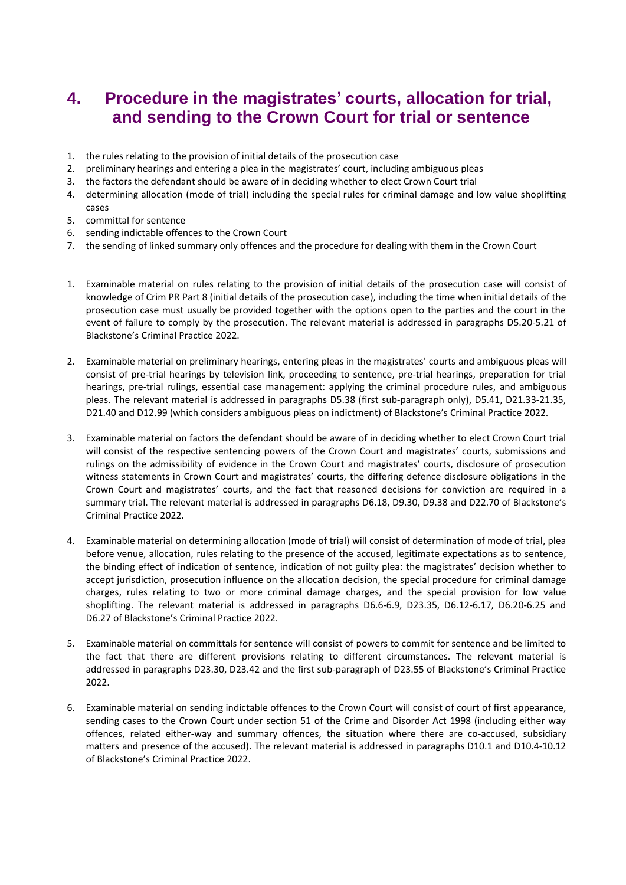# 4. Procedure in the magistrates' courts, allocation for trial, and sending to the Crown Court for trial or sentence

1. the rules relating to the provision of initial details of the prosecution case
2. preliminary hearings and entering a plea in the magistrates' court, including ambiguous pleas
3. the factors the defendant should be aware of in deciding whether to elect Crown Court trial
4. determining allocation (mode of trial) including the special rules for criminal damage and low value shoplifting cases
5. committal for sentence
6. sending indictable offences to the Crown Court
7. the sending of linked summary only offences and the procedure for dealing with them in the Crown Court

1. Examinable material on rules relating to the provision of initial details of the prosecution case will consist of knowledge of Crim PR Part 8 (initial details of the prosecution case), including the time when initial details of the prosecution case must usually be provided together with the options open to the parties and the court in the event of failure to comply by the prosecution. The relevant material is addressed in paragraphs D5.20-5.21 of Blackstone's Criminal Practice 2022.

2. Examinable material on preliminary hearings, entering pleas in the magistrates' courts and ambiguous pleas will consist of pre-trial hearings by television link, proceeding to sentence, pre-trial hearings, preparation for trial hearings, pre-trial rulings, essential case management: applying the criminal procedure rules, and ambiguous pleas. The relevant material is addressed in paragraphs D5.38 (first sub-paragraph only), D5.41, D21.33-21.35, D21.40 and D12.99 (which considers ambiguous pleas on indictment) of Blackstone's Criminal Practice 2022.

3. Examinable material on factors the defendant should be aware of in deciding whether to elect Crown Court trial will consist of the respective sentencing powers of the Crown Court and magistrates' courts, submissions and rulings on the admissibility of evidence in the Crown Court and magistrates' courts, disclosure of prosecution witness statements in Crown Court and magistrates' courts, the differing defence disclosure obligations in the Crown Court and magistrates' courts, and the fact that reasoned decisions for conviction are required in a summary trial. The relevant material is addressed in paragraphs D6.18, D9.30, D9.38 and D22.70 of Blackstone's Criminal Practice 2022.

4. Examinable material on determining allocation (mode of trial) will consist of determination of mode of trial, plea before venue, allocation, rules relating to the presence of the accused, legitimate expectations as to sentence, the binding effect of indication of sentence, indication of not guilty plea: the magistrates' decision whether to accept jurisdiction, prosecution influence on the allocation decision, the special procedure for criminal damage charges, rules relating to two or more criminal damage charges, and the special provision for low value shoplifting. The relevant material is addressed in paragraphs D6.6-6.9, D23.35, D6.12-6.17, D6.20-6.25 and D6.27 of Blackstone's Criminal Practice 2022.

5. Examinable material on committals for sentence will consist of powers to commit for sentence and be limited to the fact that there are different provisions relating to different circumstances. The relevant material is addressed in paragraphs D23.30, D23.42 and the first sub-paragraph of D23.55 of Blackstone's Criminal Practice 2022.

6. Examinable material on sending indictable offences to the Crown Court will consist of court of first appearance, sending cases to the Crown Court under section 51 of the Crime and Disorder Act 1998 (including either way offences, related either-way and summary offences, the situation where there are co-accused, subsidiary matters and presence of the accused). The relevant material is addressed in paragraphs D10.1 and D10.4-10.12 of Blackstone's Criminal Practice 2022.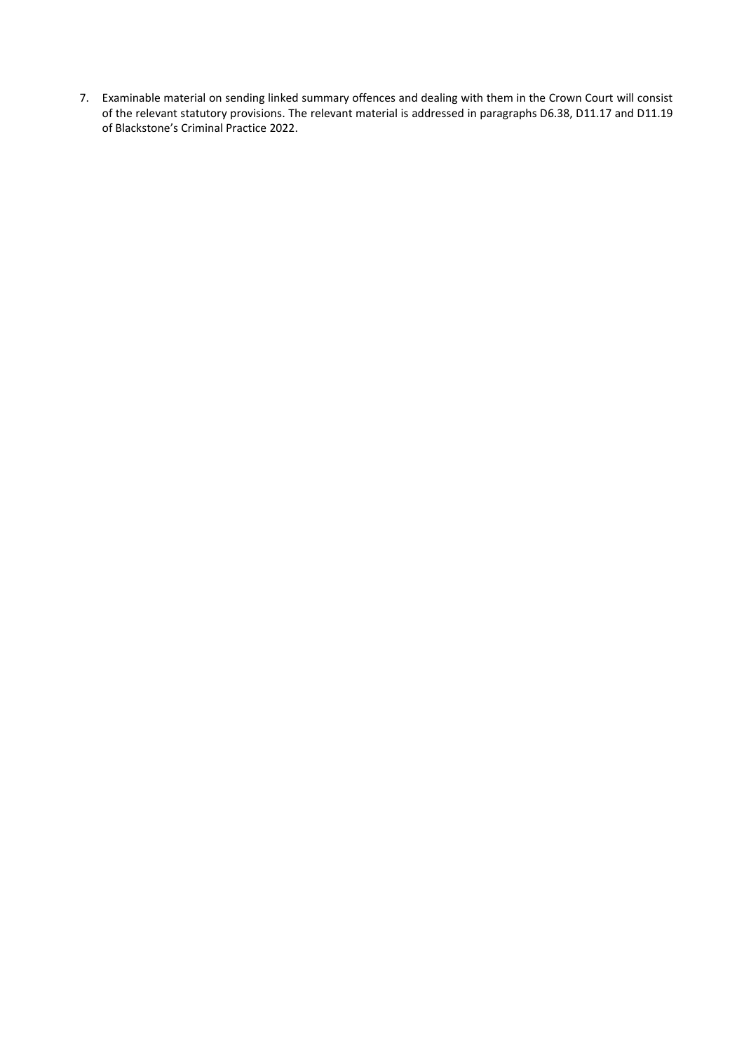7. Examinable material on sending linked summary offences and dealing with them in the Crown Court will consist of the relevant statutory provisions. The relevant material is addressed in paragraphs D6.38, D11.17 and D11.19 of Blackstone's Criminal Practice 2022.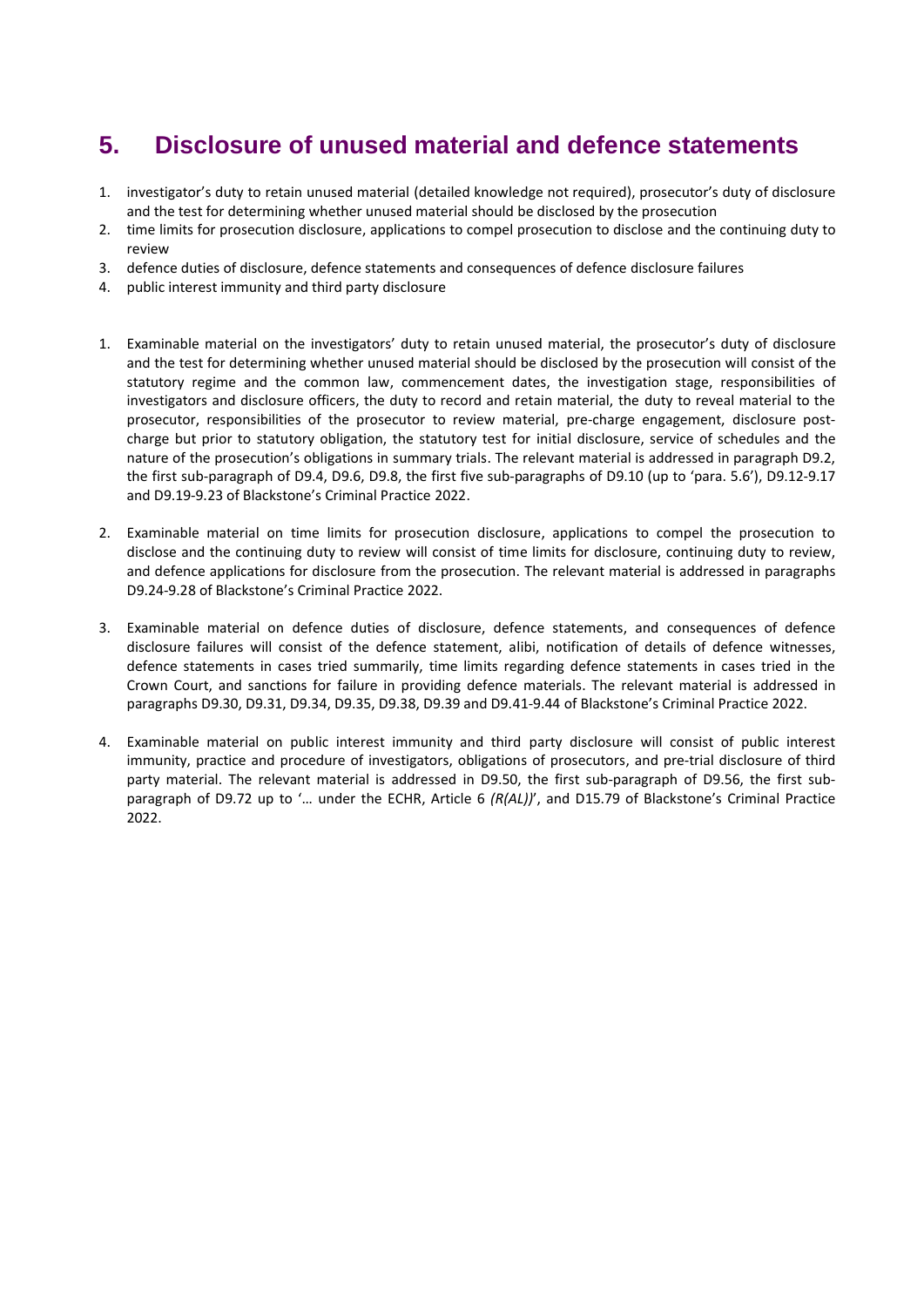## 5. Disclosure of unused material and defence statements

1. investigator's duty to retain unused material (detailed knowledge not required), prosecutor's duty of disclosure and the test for determining whether unused material should be disclosed by the prosecution
2. time limits for prosecution disclosure, applications to compel prosecution to disclose and the continuing duty to review
3. defence duties of disclosure, defence statements and consequences of defence disclosure failures
4. public interest immunity and third party disclosure

1. Examinable material on the investigators' duty to retain unused material, the prosecutor's duty of disclosure and the test for determining whether unused material should be disclosed by the prosecution will consist of the statutory regime and the common law, commencement dates, the investigation stage, responsibilities of investigators and disclosure officers, the duty to record and retain material, the duty to reveal material to the prosecutor, responsibilities of the prosecutor to review material, pre-charge engagement, disclosure post-charge but prior to statutory obligation, the statutory test for initial disclosure, service of schedules and the nature of the prosecution's obligations in summary trials. The relevant material is addressed in paragraph D9.2, the first sub-paragraph of D9.4, D9.6, D9.8, the first five sub-paragraphs of D9.10 (up to 'para. 5.6'), D9.12-9.17 and D9.19-9.23 of Blackstone's Criminal Practice 2022.

2. Examinable material on time limits for prosecution disclosure, applications to compel the prosecution to disclose and the continuing duty to review will consist of time limits for disclosure, continuing duty to review, and defence applications for disclosure from the prosecution. The relevant material is addressed in paragraphs D9.24-9.28 of Blackstone's Criminal Practice 2022.

3. Examinable material on defence duties of disclosure, defence statements, and consequences of defence disclosure failures will consist of the defence statement, alibi, notification of details of defence witnesses, defence statements in cases tried summarily, time limits regarding defence statements in cases tried in the Crown Court, and sanctions for failure in providing defence materials. The relevant material is addressed in paragraphs D9.30, D9.31, D9.34, D9.35, D9.38, D9.39 and D9.41-9.44 of Blackstone's Criminal Practice 2022.

4. Examinable material on public interest immunity and third party disclosure will consist of public interest immunity, practice and procedure of investigators, obligations of prosecutors, and pre-trial disclosure of third party material. The relevant material is addressed in D9.50, the first sub-paragraph of D9.56, the first sub-paragraph of D9.72 up to '… under the ECHR, Article 6 *(R(AL))*', and D15.79 of Blackstone's Criminal Practice 2022.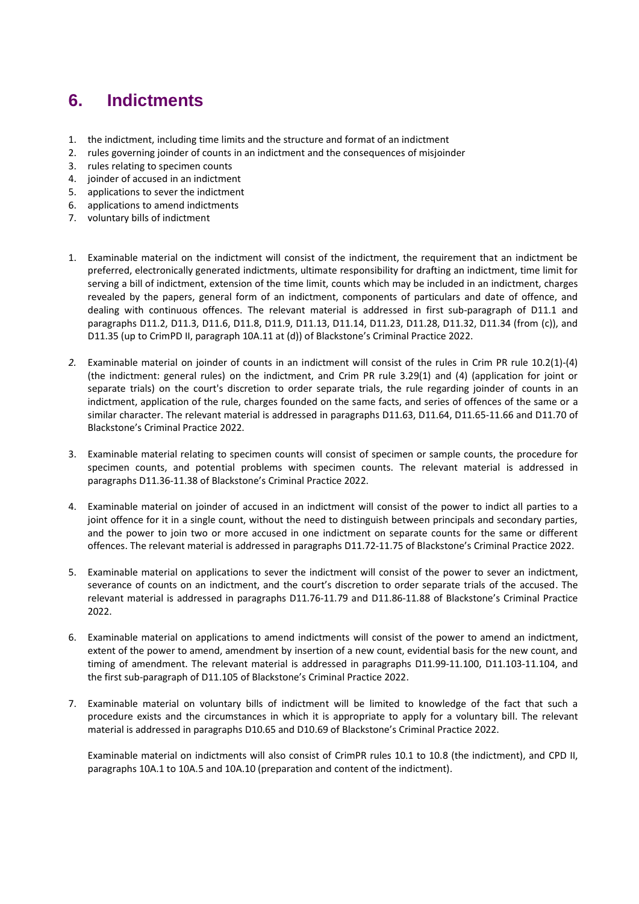# 6. Indictments

1. the indictment, including time limits and the structure and format of an indictment
2. rules governing joinder of counts in an indictment and the consequences of misjoinder
3. rules relating to specimen counts
4. joinder of accused in an indictment
5. applications to sever the indictment
6. applications to amend indictments
7. voluntary bills of indictment

1. Examinable material on the indictment will consist of the indictment, the requirement that an indictment be preferred, electronically generated indictments, ultimate responsibility for drafting an indictment, time limit for serving a bill of indictment, extension of the time limit, counts which may be included in an indictment, charges revealed by the papers, general form of an indictment, components of particulars and date of offence, and dealing with continuous offences. The relevant material is addressed in first sub-paragraph of D11.1 and paragraphs D11.2, D11.3, D11.6, D11.8, D11.9, D11.13, D11.14, D11.23, D11.28, D11.32, D11.34 (from (c)), and D11.35 (up to CrimPD II, paragraph 10A.11 at (d)) of Blackstone's Criminal Practice 2022.

2. Examinable material on joinder of counts in an indictment will consist of the rules in Crim PR rule 10.2(1)-(4) (the indictment: general rules) on the indictment, and Crim PR rule 3.29(1) and (4) (application for joint or separate trials) on the court's discretion to order separate trials, the rule regarding joinder of counts in an indictment, application of the rule, charges founded on the same facts, and series of offences of the same or a similar character. The relevant material is addressed in paragraphs D11.63, D11.64, D11.65-11.66 and D11.70 of Blackstone's Criminal Practice 2022.

3. Examinable material relating to specimen counts will consist of specimen or sample counts, the procedure for specimen counts, and potential problems with specimen counts. The relevant material is addressed in paragraphs D11.36-11.38 of Blackstone's Criminal Practice 2022.

4. Examinable material on joinder of accused in an indictment will consist of the power to indict all parties to a joint offence for it in a single count, without the need to distinguish between principals and secondary parties, and the power to join two or more accused in one indictment on separate counts for the same or different offences. The relevant material is addressed in paragraphs D11.72-11.75 of Blackstone's Criminal Practice 2022.

5. Examinable material on applications to sever the indictment will consist of the power to sever an indictment, severance of counts on an indictment, and the court's discretion to order separate trials of the accused. The relevant material is addressed in paragraphs D11.76-11.79 and D11.86-11.88 of Blackstone's Criminal Practice 2022.

6. Examinable material on applications to amend indictments will consist of the power to amend an indictment, extent of the power to amend, amendment by insertion of a new count, evidential basis for the new count, and timing of amendment. The relevant material is addressed in paragraphs D11.99-11.100, D11.103-11.104, and the first sub-paragraph of D11.105 of Blackstone's Criminal Practice 2022.

7. Examinable material on voluntary bills of indictment will be limited to knowledge of the fact that such a procedure exists and the circumstances in which it is appropriate to apply for a voluntary bill. The relevant material is addressed in paragraphs D10.65 and D10.69 of Blackstone's Criminal Practice 2022.

   Examinable material on indictments will also consist of CrimPR rules 10.1 to 10.8 (the indictment), and CPD II, paragraphs 10A.1 to 10A.5 and 10A.10 (preparation and content of the indictment).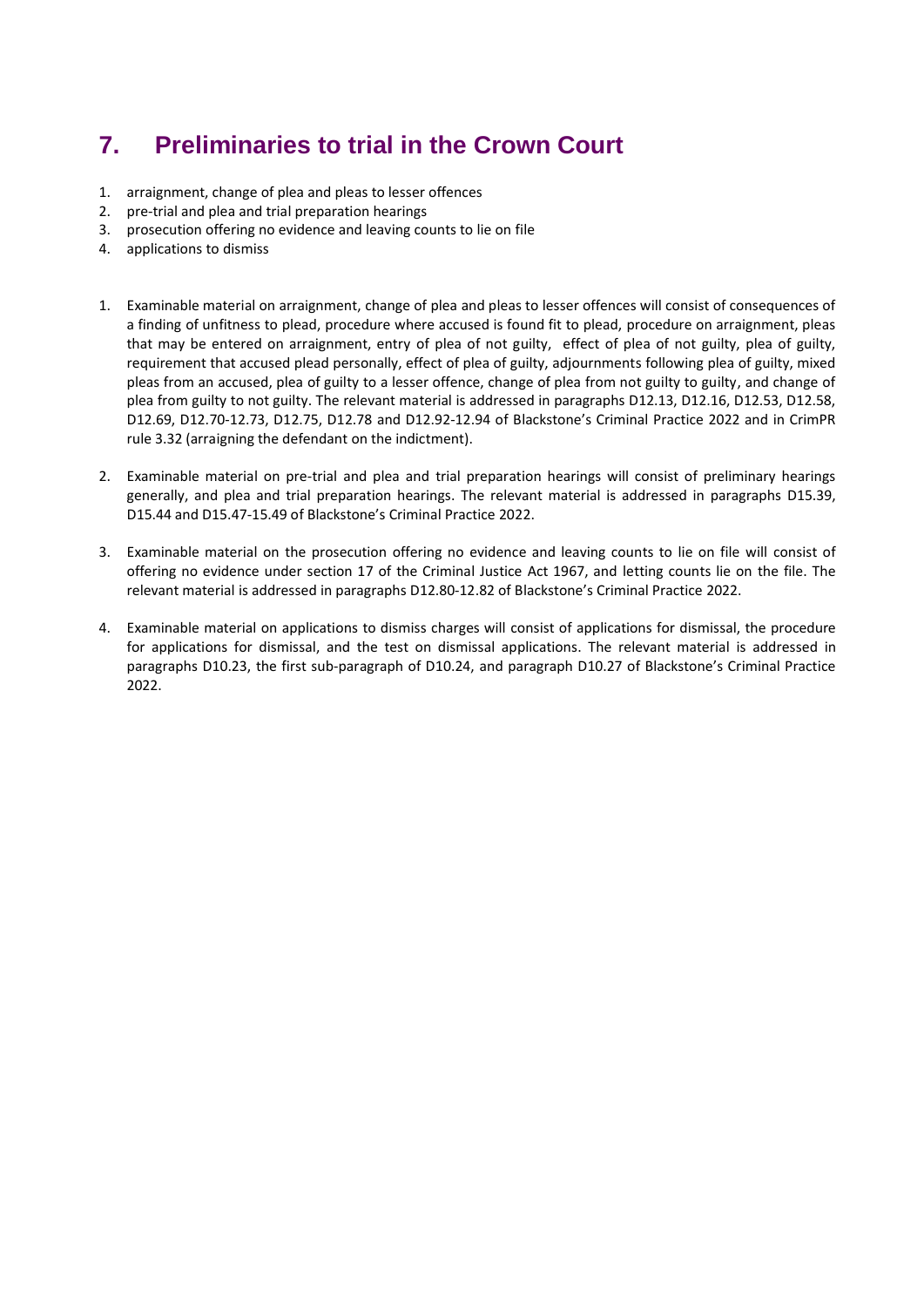## 7. Preliminaries to trial in the Crown Court

1. arraignment, change of plea and pleas to lesser offences
2. pre-trial and plea and trial preparation hearings
3. prosecution offering no evidence and leaving counts to lie on file
4. applications to dismiss

1. Examinable material on arraignment, change of plea and pleas to lesser offences will consist of consequences of a finding of unfitness to plead, procedure where accused is found fit to plead, procedure on arraignment, pleas that may be entered on arraignment, entry of plea of not guilty, effect of plea of not guilty, plea of guilty, requirement that accused plead personally, effect of plea of guilty, adjournments following plea of guilty, mixed pleas from an accused, plea of guilty to a lesser offence, change of plea from not guilty to guilty, and change of plea from guilty to not guilty. The relevant material is addressed in paragraphs D12.13, D12.16, D12.53, D12.58, D12.69, D12.70-12.73, D12.75, D12.78 and D12.92-12.94 of Blackstone's Criminal Practice 2022 and in CrimPR rule 3.32 (arraigning the defendant on the indictment).

2. Examinable material on pre-trial and plea and trial preparation hearings will consist of preliminary hearings generally, and plea and trial preparation hearings. The relevant material is addressed in paragraphs D15.39, D15.44 and D15.47-15.49 of Blackstone's Criminal Practice 2022.

3. Examinable material on the prosecution offering no evidence and leaving counts to lie on file will consist of offering no evidence under section 17 of the Criminal Justice Act 1967, and letting counts lie on the file. The relevant material is addressed in paragraphs D12.80-12.82 of Blackstone's Criminal Practice 2022.

4. Examinable material on applications to dismiss charges will consist of applications for dismissal, the procedure for applications for dismissal, and the test on dismissal applications. The relevant material is addressed in paragraphs D10.23, the first sub-paragraph of D10.24, and paragraph D10.27 of Blackstone's Criminal Practice 2022.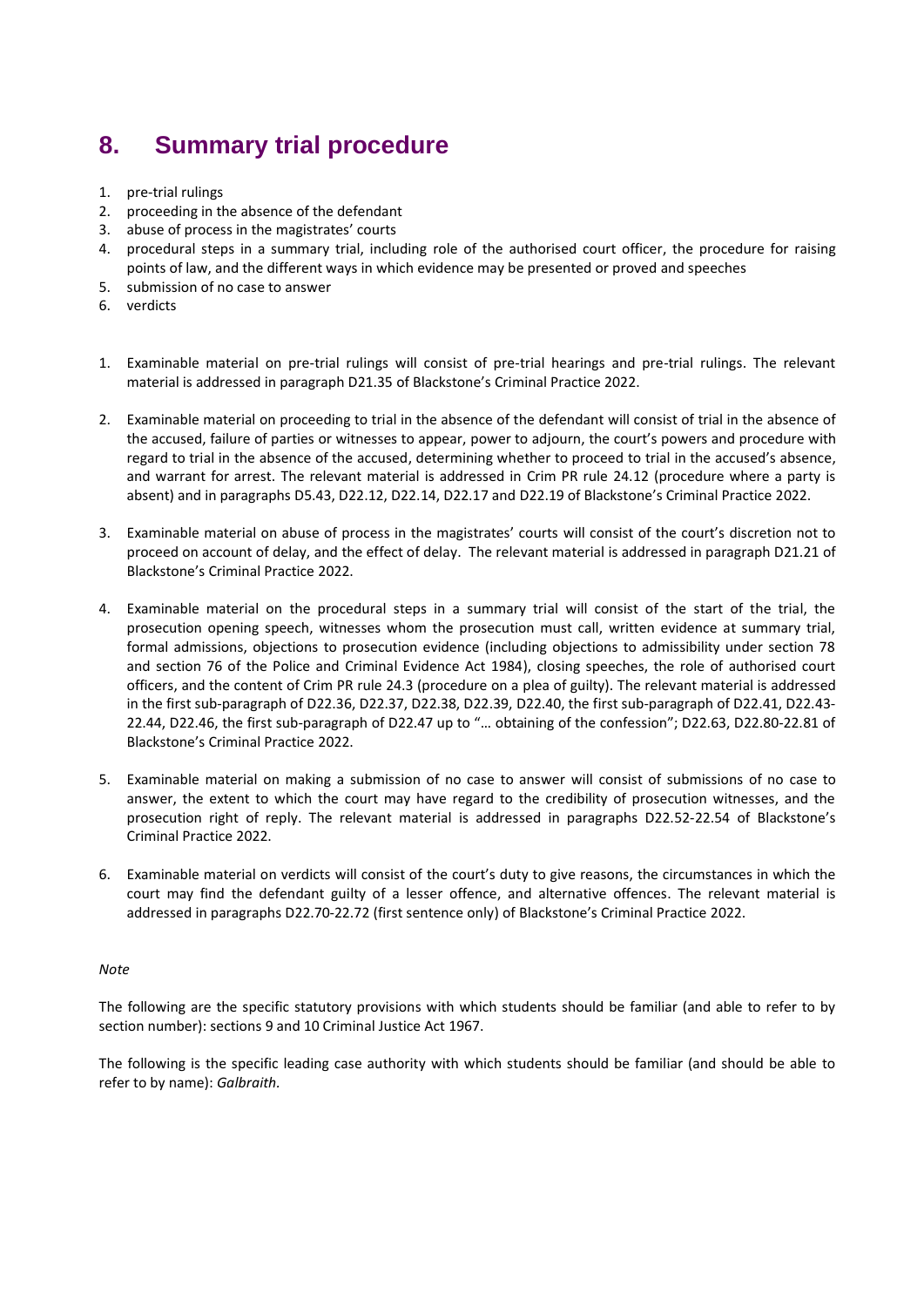# 8. Summary trial procedure

1. pre-trial rulings
2. proceeding in the absence of the defendant
3. abuse of process in the magistrates' courts
4. procedural steps in a summary trial, including role of the authorised court officer, the procedure for raising points of law, and the different ways in which evidence may be presented or proved and speeches
5. submission of no case to answer
6. verdicts

1. Examinable material on pre-trial rulings will consist of pre-trial hearings and pre-trial rulings. The relevant material is addressed in paragraph D21.35 of Blackstone's Criminal Practice 2022.

2. Examinable material on proceeding to trial in the absence of the defendant will consist of trial in the absence of the accused, failure of parties or witnesses to appear, power to adjourn, the court's powers and procedure with regard to trial in the absence of the accused, determining whether to proceed to trial in the accused's absence, and warrant for arrest. The relevant material is addressed in Crim PR rule 24.12 (procedure where a party is absent) and in paragraphs D5.43, D22.12, D22.14, D22.17 and D22.19 of Blackstone's Criminal Practice 2022.

3. Examinable material on abuse of process in the magistrates' courts will consist of the court's discretion not to proceed on account of delay, and the effect of delay. The relevant material is addressed in paragraph D21.21 of Blackstone's Criminal Practice 2022.

4. Examinable material on the procedural steps in a summary trial will consist of the start of the trial, the prosecution opening speech, witnesses whom the prosecution must call, written evidence at summary trial, formal admissions, objections to prosecution evidence (including objections to admissibility under section 78 and section 76 of the Police and Criminal Evidence Act 1984), closing speeches, the role of authorised court officers, and the content of Crim PR rule 24.3 (procedure on a plea of guilty). The relevant material is addressed in the first sub-paragraph of D22.36, D22.37, D22.38, D22.39, D22.40, the first sub-paragraph of D22.41, D22.43-22.44, D22.46, the first sub-paragraph of D22.47 up to "… obtaining of the confession"; D22.63, D22.80-22.81 of Blackstone's Criminal Practice 2022.

5. Examinable material on making a submission of no case to answer will consist of submissions of no case to answer, the extent to which the court may have regard to the credibility of prosecution witnesses, and the prosecution right of reply. The relevant material is addressed in paragraphs D22.52-22.54 of Blackstone's Criminal Practice 2022.

6. Examinable material on verdicts will consist of the court's duty to give reasons, the circumstances in which the court may find the defendant guilty of a lesser offence, and alternative offences. The relevant material is addressed in paragraphs D22.70-22.72 (first sentence only) of Blackstone's Criminal Practice 2022.

*Note*

The following are the specific statutory provisions with which students should be familiar (and able to refer to by section number): sections 9 and 10 Criminal Justice Act 1967.

The following is the specific leading case authority with which students should be familiar (and should be able to refer to by name): *Galbraith.*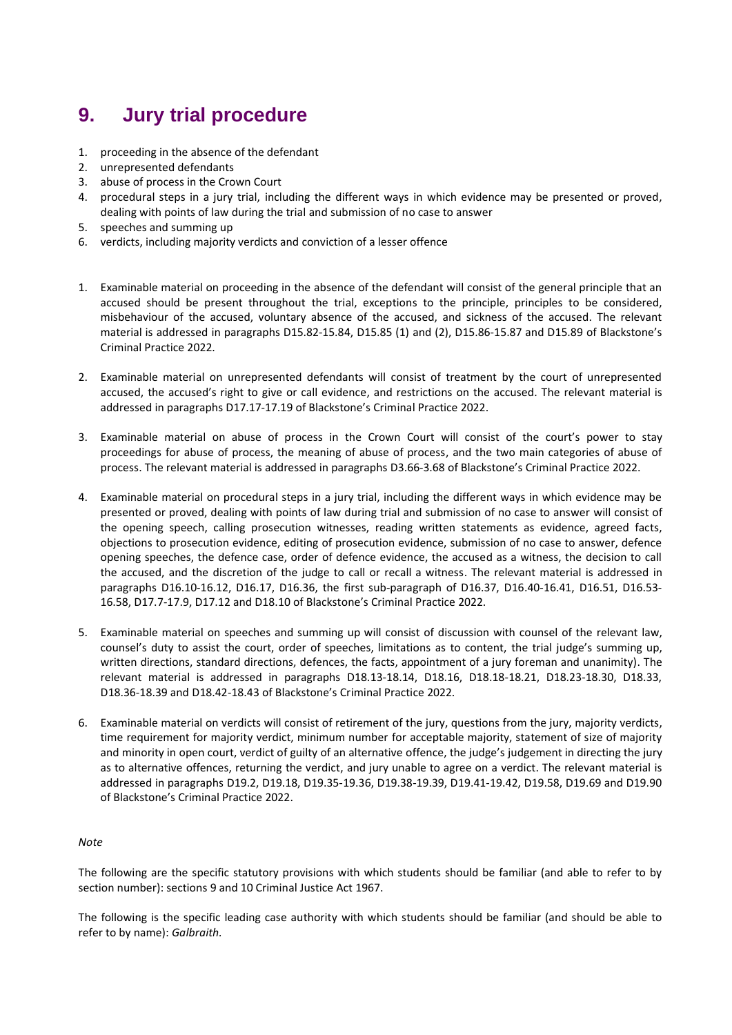# 9. Jury trial procedure

1. proceeding in the absence of the defendant
2. unrepresented defendants
3. abuse of process in the Crown Court
4. procedural steps in a jury trial, including the different ways in which evidence may be presented or proved, dealing with points of law during the trial and submission of no case to answer
5. speeches and summing up
6. verdicts, including majority verdicts and conviction of a lesser offence

1. Examinable material on proceeding in the absence of the defendant will consist of the general principle that an accused should be present throughout the trial, exceptions to the principle, principles to be considered, misbehaviour of the accused, voluntary absence of the accused, and sickness of the accused. The relevant material is addressed in paragraphs D15.82-15.84, D15.85 (1) and (2), D15.86-15.87 and D15.89 of Blackstone's Criminal Practice 2022.

2. Examinable material on unrepresented defendants will consist of treatment by the court of unrepresented accused, the accused's right to give or call evidence, and restrictions on the accused. The relevant material is addressed in paragraphs D17.17-17.19 of Blackstone's Criminal Practice 2022.

3. Examinable material on abuse of process in the Crown Court will consist of the court's power to stay proceedings for abuse of process, the meaning of abuse of process, and the two main categories of abuse of process. The relevant material is addressed in paragraphs D3.66-3.68 of Blackstone's Criminal Practice 2022.

4. Examinable material on procedural steps in a jury trial, including the different ways in which evidence may be presented or proved, dealing with points of law during trial and submission of no case to answer will consist of the opening speech, calling prosecution witnesses, reading written statements as evidence, agreed facts, objections to prosecution evidence, editing of prosecution evidence, submission of no case to answer, defence opening speeches, the defence case, order of defence evidence, the accused as a witness, the decision to call the accused, and the discretion of the judge to call or recall a witness. The relevant material is addressed in paragraphs D16.10-16.12, D16.17, D16.36, the first sub-paragraph of D16.37, D16.40-16.41, D16.51, D16.53-16.58, D17.7-17.9, D17.12 and D18.10 of Blackstone's Criminal Practice 2022.

5. Examinable material on speeches and summing up will consist of discussion with counsel of the relevant law, counsel's duty to assist the court, order of speeches, limitations as to content, the trial judge's summing up, written directions, standard directions, defences, the facts, appointment of a jury foreman and unanimity). The relevant material is addressed in paragraphs D18.13-18.14, D18.16, D18.18-18.21, D18.23-18.30, D18.33, D18.36-18.39 and D18.42-18.43 of Blackstone's Criminal Practice 2022.

6. Examinable material on verdicts will consist of retirement of the jury, questions from the jury, majority verdicts, time requirement for majority verdict, minimum number for acceptable majority, statement of size of majority and minority in open court, verdict of guilty of an alternative offence, the judge's judgement in directing the jury as to alternative offences, returning the verdict, and jury unable to agree on a verdict. The relevant material is addressed in paragraphs D19.2, D19.18, D19.35-19.36, D19.38-19.39, D19.41-19.42, D19.58, D19.69 and D19.90 of Blackstone's Criminal Practice 2022.

*Note*

The following are the specific statutory provisions with which students should be familiar (and able to refer to by section number): sections 9 and 10 Criminal Justice Act 1967.

The following is the specific leading case authority with which students should be familiar (and should be able to refer to by name): *Galbraith*.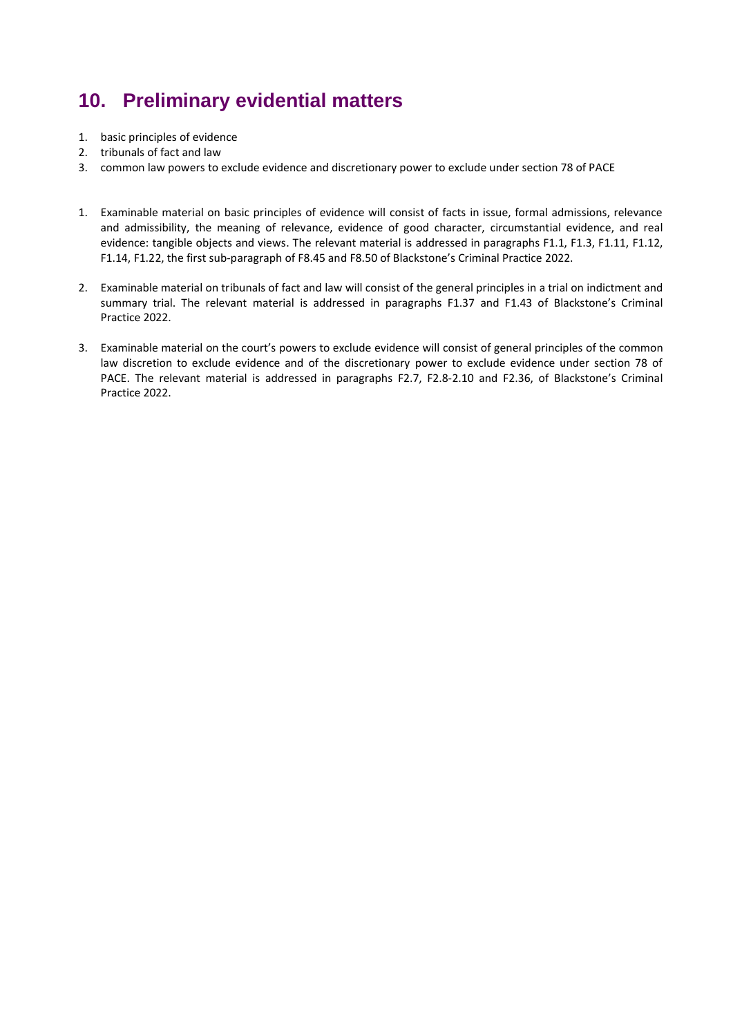## 10. Preliminary evidential matters

1. basic principles of evidence
2. tribunals of fact and law
3. common law powers to exclude evidence and discretionary power to exclude under section 78 of PACE

1. Examinable material on basic principles of evidence will consist of facts in issue, formal admissions, relevance and admissibility, the meaning of relevance, evidence of good character, circumstantial evidence, and real evidence: tangible objects and views. The relevant material is addressed in paragraphs F1.1, F1.3, F1.11, F1.12, F1.14, F1.22, the first sub-paragraph of F8.45 and F8.50 of Blackstone's Criminal Practice 2022.

2. Examinable material on tribunals of fact and law will consist of the general principles in a trial on indictment and summary trial. The relevant material is addressed in paragraphs F1.37 and F1.43 of Blackstone's Criminal Practice 2022.

3. Examinable material on the court's powers to exclude evidence will consist of general principles of the common law discretion to exclude evidence and of the discretionary power to exclude evidence under section 78 of PACE. The relevant material is addressed in paragraphs F2.7, F2.8-2.10 and F2.36, of Blackstone's Criminal Practice 2022.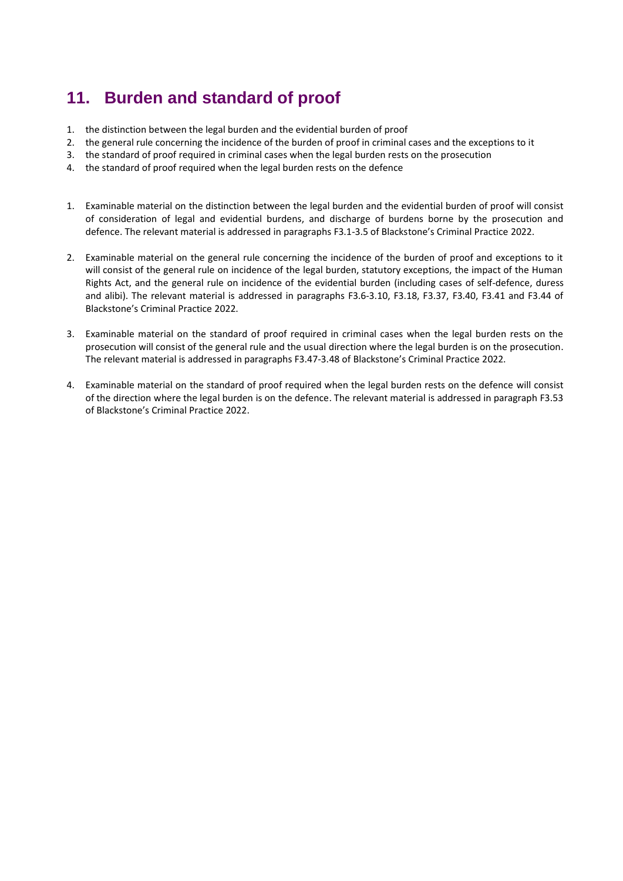## 11. Burden and standard of proof

1. the distinction between the legal burden and the evidential burden of proof
2. the general rule concerning the incidence of the burden of proof in criminal cases and the exceptions to it
3. the standard of proof required in criminal cases when the legal burden rests on the prosecution
4. the standard of proof required when the legal burden rests on the defence

1. Examinable material on the distinction between the legal burden and the evidential burden of proof will consist of consideration of legal and evidential burdens, and discharge of burdens borne by the prosecution and defence. The relevant material is addressed in paragraphs F3.1-3.5 of Blackstone's Criminal Practice 2022.

2. Examinable material on the general rule concerning the incidence of the burden of proof and exceptions to it will consist of the general rule on incidence of the legal burden, statutory exceptions, the impact of the Human Rights Act, and the general rule on incidence of the evidential burden (including cases of self-defence, duress and alibi). The relevant material is addressed in paragraphs F3.6-3.10, F3.18, F3.37, F3.40, F3.41 and F3.44 of Blackstone's Criminal Practice 2022.

3. Examinable material on the standard of proof required in criminal cases when the legal burden rests on the prosecution will consist of the general rule and the usual direction where the legal burden is on the prosecution. The relevant material is addressed in paragraphs F3.47-3.48 of Blackstone's Criminal Practice 2022.

4. Examinable material on the standard of proof required when the legal burden rests on the defence will consist of the direction where the legal burden is on the defence. The relevant material is addressed in paragraph F3.53 of Blackstone's Criminal Practice 2022.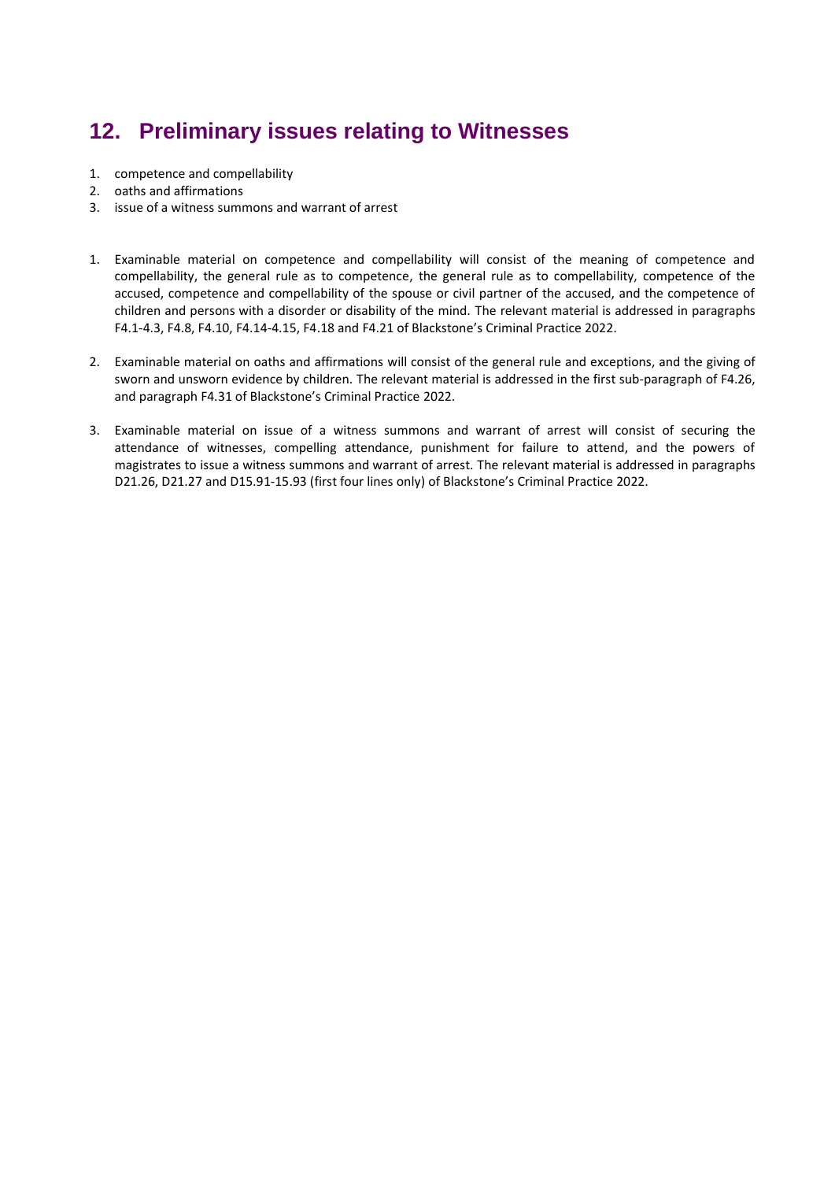## 12. Preliminary issues relating to Witnesses

1. competence and compellability
2. oaths and affirmations
3. issue of a witness summons and warrant of arrest

1. Examinable material on competence and compellability will consist of the meaning of competence and compellability, the general rule as to competence, the general rule as to compellability, competence of the accused, competence and compellability of the spouse or civil partner of the accused, and the competence of children and persons with a disorder or disability of the mind. The relevant material is addressed in paragraphs F4.1-4.3, F4.8, F4.10, F4.14-4.15, F4.18 and F4.21 of Blackstone's Criminal Practice 2022.

2. Examinable material on oaths and affirmations will consist of the general rule and exceptions, and the giving of sworn and unsworn evidence by children. The relevant material is addressed in the first sub-paragraph of F4.26, and paragraph F4.31 of Blackstone's Criminal Practice 2022.

3. Examinable material on issue of a witness summons and warrant of arrest will consist of securing the attendance of witnesses, compelling attendance, punishment for failure to attend, and the powers of magistrates to issue a witness summons and warrant of arrest. The relevant material is addressed in paragraphs D21.26, D21.27 and D15.91-15.93 (first four lines only) of Blackstone's Criminal Practice 2022.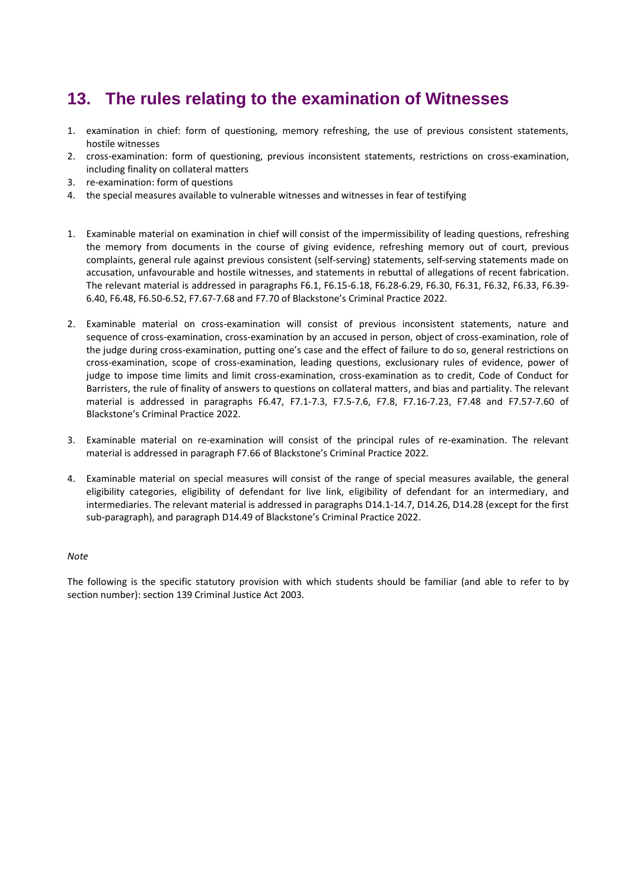## 13. The rules relating to the examination of Witnesses

1. examination in chief: form of questioning, memory refreshing, the use of previous consistent statements, hostile witnesses
2. cross-examination: form of questioning, previous inconsistent statements, restrictions on cross-examination, including finality on collateral matters
3. re-examination: form of questions
4. the special measures available to vulnerable witnesses and witnesses in fear of testifying

1. Examinable material on examination in chief will consist of the impermissibility of leading questions, refreshing the memory from documents in the course of giving evidence, refreshing memory out of court, previous complaints, general rule against previous consistent (self-serving) statements, self-serving statements made on accusation, unfavourable and hostile witnesses, and statements in rebuttal of allegations of recent fabrication. The relevant material is addressed in paragraphs F6.1, F6.15-6.18, F6.28-6.29, F6.30, F6.31, F6.32, F6.33, F6.39-6.40, F6.48, F6.50-6.52, F7.67-7.68 and F7.70 of Blackstone's Criminal Practice 2022.

2. Examinable material on cross-examination will consist of previous inconsistent statements, nature and sequence of cross-examination, cross-examination by an accused in person, object of cross-examination, role of the judge during cross-examination, putting one's case and the effect of failure to do so, general restrictions on cross-examination, scope of cross-examination, leading questions, exclusionary rules of evidence, power of judge to impose time limits and limit cross-examination, cross-examination as to credit, Code of Conduct for Barristers, the rule of finality of answers to questions on collateral matters, and bias and partiality. The relevant material is addressed in paragraphs F6.47, F7.1-7.3, F7.5-7.6, F7.8, F7.16-7.23, F7.48 and F7.57-7.60 of Blackstone's Criminal Practice 2022.

3. Examinable material on re-examination will consist of the principal rules of re-examination. The relevant material is addressed in paragraph F7.66 of Blackstone's Criminal Practice 2022.

4. Examinable material on special measures will consist of the range of special measures available, the general eligibility categories, eligibility of defendant for live link, eligibility of defendant for an intermediary, and intermediaries. The relevant material is addressed in paragraphs D14.1-14.7, D14.26, D14.28 (except for the first sub-paragraph), and paragraph D14.49 of Blackstone's Criminal Practice 2022.

*Note*

The following is the specific statutory provision with which students should be familiar (and able to refer to by section number): section 139 Criminal Justice Act 2003.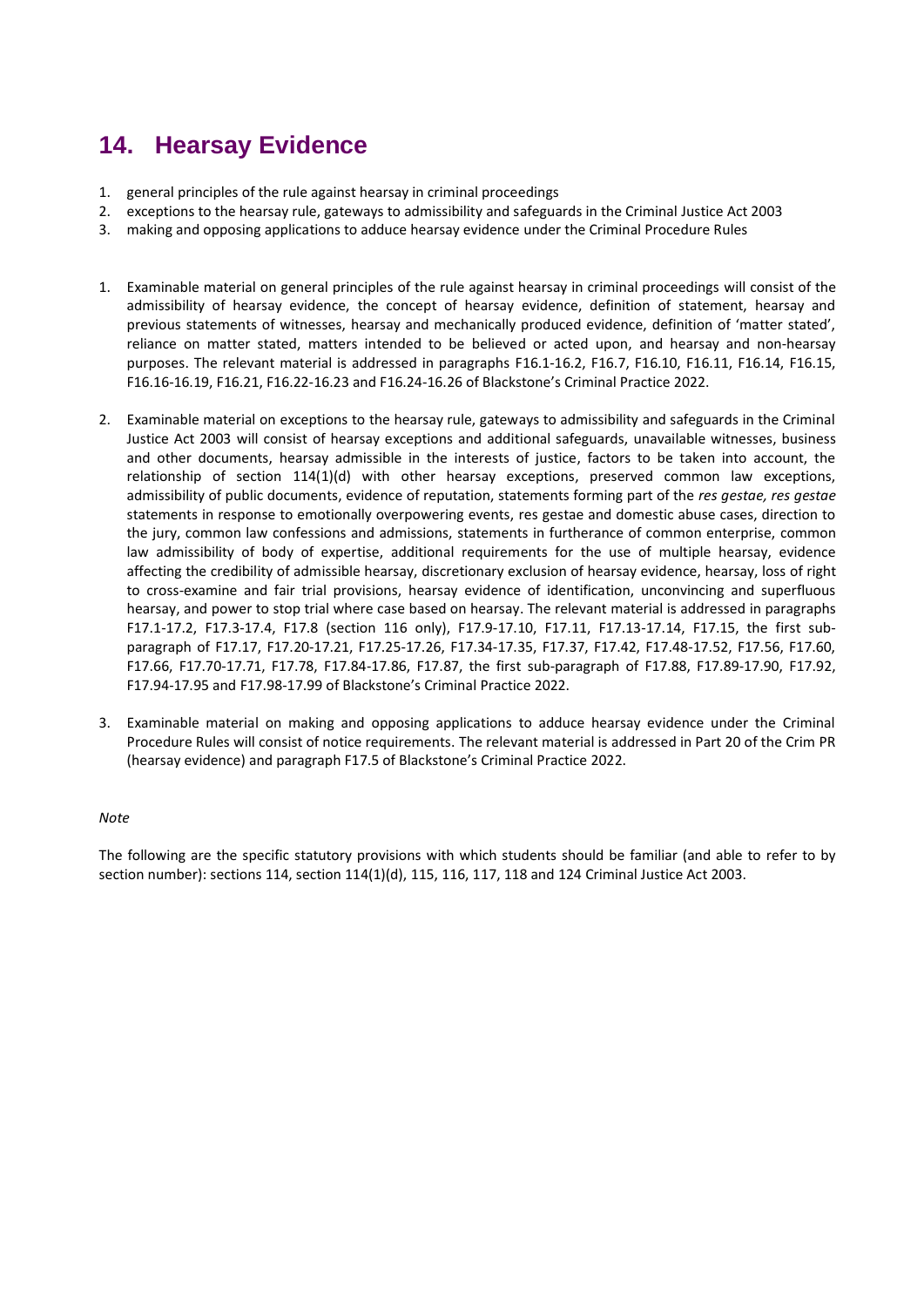## 14. Hearsay Evidence

1. general principles of the rule against hearsay in criminal proceedings
2. exceptions to the hearsay rule, gateways to admissibility and safeguards in the Criminal Justice Act 2003
3. making and opposing applications to adduce hearsay evidence under the Criminal Procedure Rules

1. Examinable material on general principles of the rule against hearsay in criminal proceedings will consist of the admissibility of hearsay evidence, the concept of hearsay evidence, definition of statement, hearsay and previous statements of witnesses, hearsay and mechanically produced evidence, definition of 'matter stated', reliance on matter stated, matters intended to be believed or acted upon, and hearsay and non-hearsay purposes. The relevant material is addressed in paragraphs F16.1-16.2, F16.7, F16.10, F16.11, F16.14, F16.15, F16.16-16.19, F16.21, F16.22-16.23 and F16.24-16.26 of Blackstone's Criminal Practice 2022.

2. Examinable material on exceptions to the hearsay rule, gateways to admissibility and safeguards in the Criminal Justice Act 2003 will consist of hearsay exceptions and additional safeguards, unavailable witnesses, business and other documents, hearsay admissible in the interests of justice, factors to be taken into account, the relationship of section 114(1)(d) with other hearsay exceptions, preserved common law exceptions, admissibility of public documents, evidence of reputation, statements forming part of the *res gestae, res gestae* statements in response to emotionally overpowering events, res gestae and domestic abuse cases, direction to the jury, common law confessions and admissions, statements in furtherance of common enterprise, common law admissibility of body of expertise, additional requirements for the use of multiple hearsay, evidence affecting the credibility of admissible hearsay, discretionary exclusion of hearsay evidence, hearsay, loss of right to cross-examine and fair trial provisions, hearsay evidence of identification, unconvincing and superfluous hearsay, and power to stop trial where case based on hearsay. The relevant material is addressed in paragraphs F17.1-17.2, F17.3-17.4, F17.8 (section 116 only), F17.9-17.10, F17.11, F17.13-17.14, F17.15, the first sub-paragraph of F17.17, F17.20-17.21, F17.25-17.26, F17.34-17.35, F17.37, F17.42, F17.48-17.52, F17.56, F17.60, F17.66, F17.70-17.71, F17.78, F17.84-17.86, F17.87, the first sub-paragraph of F17.88, F17.89-17.90, F17.92, F17.94-17.95 and F17.98-17.99 of Blackstone's Criminal Practice 2022.

3. Examinable material on making and opposing applications to adduce hearsay evidence under the Criminal Procedure Rules will consist of notice requirements. The relevant material is addressed in Part 20 of the Crim PR (hearsay evidence) and paragraph F17.5 of Blackstone's Criminal Practice 2022.

*Note*

The following are the specific statutory provisions with which students should be familiar (and able to refer to by section number): sections 114, section 114(1)(d), 115, 116, 117, 118 and 124 Criminal Justice Act 2003.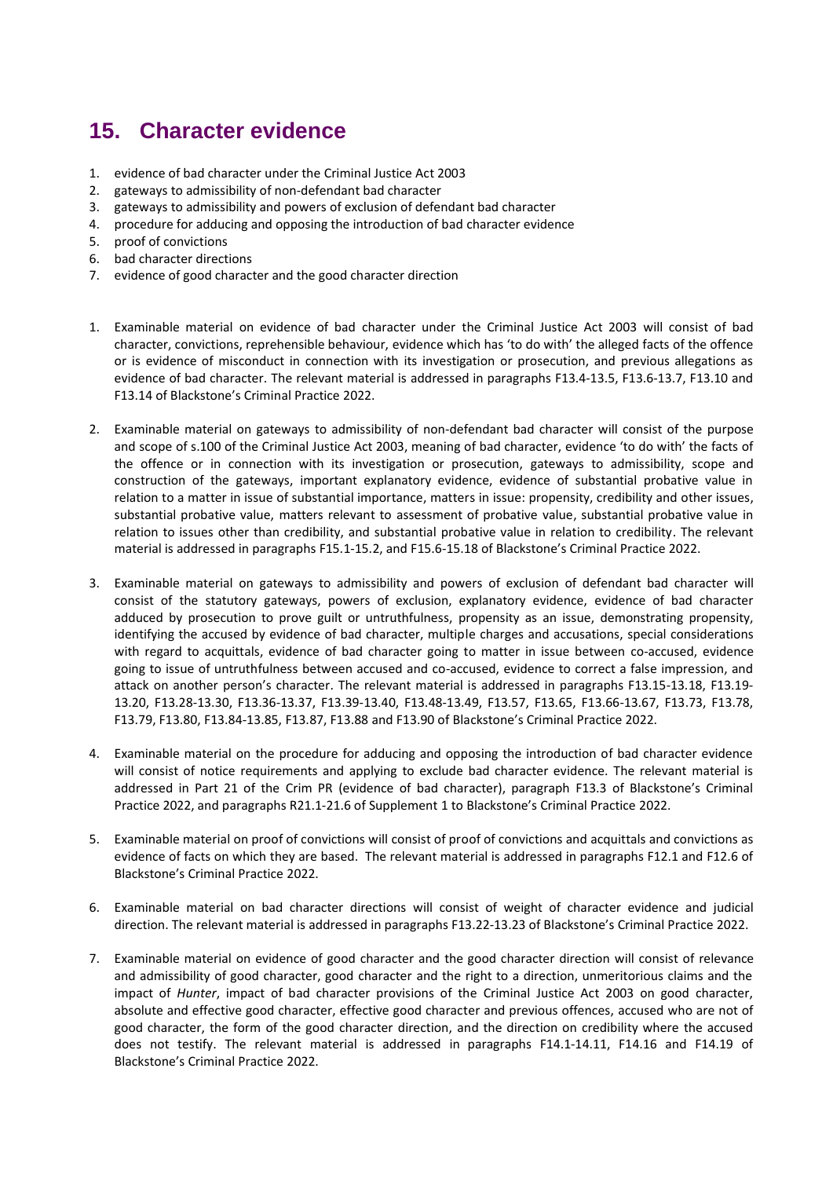## 15. Character evidence

1. evidence of bad character under the Criminal Justice Act 2003
2. gateways to admissibility of non-defendant bad character
3. gateways to admissibility and powers of exclusion of defendant bad character
4. procedure for adducing and opposing the introduction of bad character evidence
5. proof of convictions
6. bad character directions
7. evidence of good character and the good character direction

1. Examinable material on evidence of bad character under the Criminal Justice Act 2003 will consist of bad character, convictions, reprehensible behaviour, evidence which has 'to do with' the alleged facts of the offence or is evidence of misconduct in connection with its investigation or prosecution, and previous allegations as evidence of bad character. The relevant material is addressed in paragraphs F13.4-13.5, F13.6-13.7, F13.10 and F13.14 of Blackstone's Criminal Practice 2022.

2. Examinable material on gateways to admissibility of non-defendant bad character will consist of the purpose and scope of s.100 of the Criminal Justice Act 2003, meaning of bad character, evidence 'to do with' the facts of the offence or in connection with its investigation or prosecution, gateways to admissibility, scope and construction of the gateways, important explanatory evidence, evidence of substantial probative value in relation to a matter in issue of substantial importance, matters in issue: propensity, credibility and other issues, substantial probative value, matters relevant to assessment of probative value, substantial probative value in relation to issues other than credibility, and substantial probative value in relation to credibility. The relevant material is addressed in paragraphs F15.1-15.2, and F15.6-15.18 of Blackstone's Criminal Practice 2022.

3. Examinable material on gateways to admissibility and powers of exclusion of defendant bad character will consist of the statutory gateways, powers of exclusion, explanatory evidence, evidence of bad character adduced by prosecution to prove guilt or untruthfulness, propensity as an issue, demonstrating propensity, identifying the accused by evidence of bad character, multiple charges and accusations, special considerations with regard to acquittals, evidence of bad character going to matter in issue between co-accused, evidence going to issue of untruthfulness between accused and co-accused, evidence to correct a false impression, and attack on another person's character. The relevant material is addressed in paragraphs F13.15-13.18, F13.19-13.20, F13.28-13.30, F13.36-13.37, F13.39-13.40, F13.48-13.49, F13.57, F13.65, F13.66-13.67, F13.73, F13.78, F13.79, F13.80, F13.84-13.85, F13.87, F13.88 and F13.90 of Blackstone's Criminal Practice 2022.

4. Examinable material on the procedure for adducing and opposing the introduction of bad character evidence will consist of notice requirements and applying to exclude bad character evidence. The relevant material is addressed in Part 21 of the Crim PR (evidence of bad character), paragraph F13.3 of Blackstone's Criminal Practice 2022, and paragraphs R21.1-21.6 of Supplement 1 to Blackstone's Criminal Practice 2022.

5. Examinable material on proof of convictions will consist of proof of convictions and acquittals and convictions as evidence of facts on which they are based. The relevant material is addressed in paragraphs F12.1 and F12.6 of Blackstone's Criminal Practice 2022.

6. Examinable material on bad character directions will consist of weight of character evidence and judicial direction. The relevant material is addressed in paragraphs F13.22-13.23 of Blackstone's Criminal Practice 2022.

7. Examinable material on evidence of good character and the good character direction will consist of relevance and admissibility of good character, good character and the right to a direction, unmeritorious claims and the impact of *Hunter*, impact of bad character provisions of the Criminal Justice Act 2003 on good character, absolute and effective good character, effective good character and previous offences, accused who are not of good character, the form of the good character direction, and the direction on credibility where the accused does not testify. The relevant material is addressed in paragraphs F14.1-14.11, F14.16 and F14.19 of Blackstone's Criminal Practice 2022.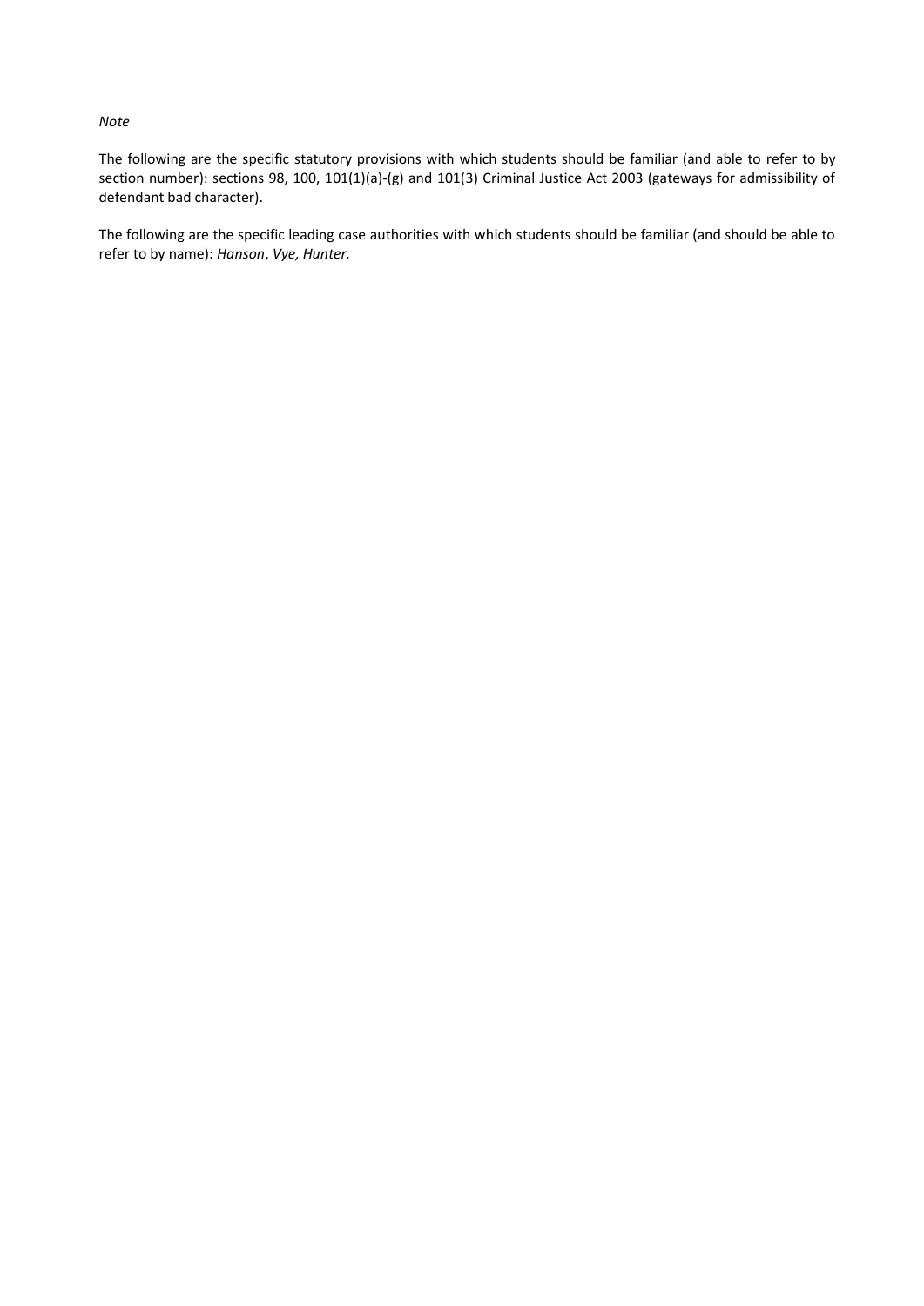*Note*

The following are the specific statutory provisions with which students should be familiar (and able to refer to by section number): sections 98, 100, 101(1)(a)-(g) and 101(3) Criminal Justice Act 2003 (gateways for admissibility of defendant bad character).

The following are the specific leading case authorities with which students should be familiar (and should be able to refer to by name): *Hanson*, *Vye, Hunter.*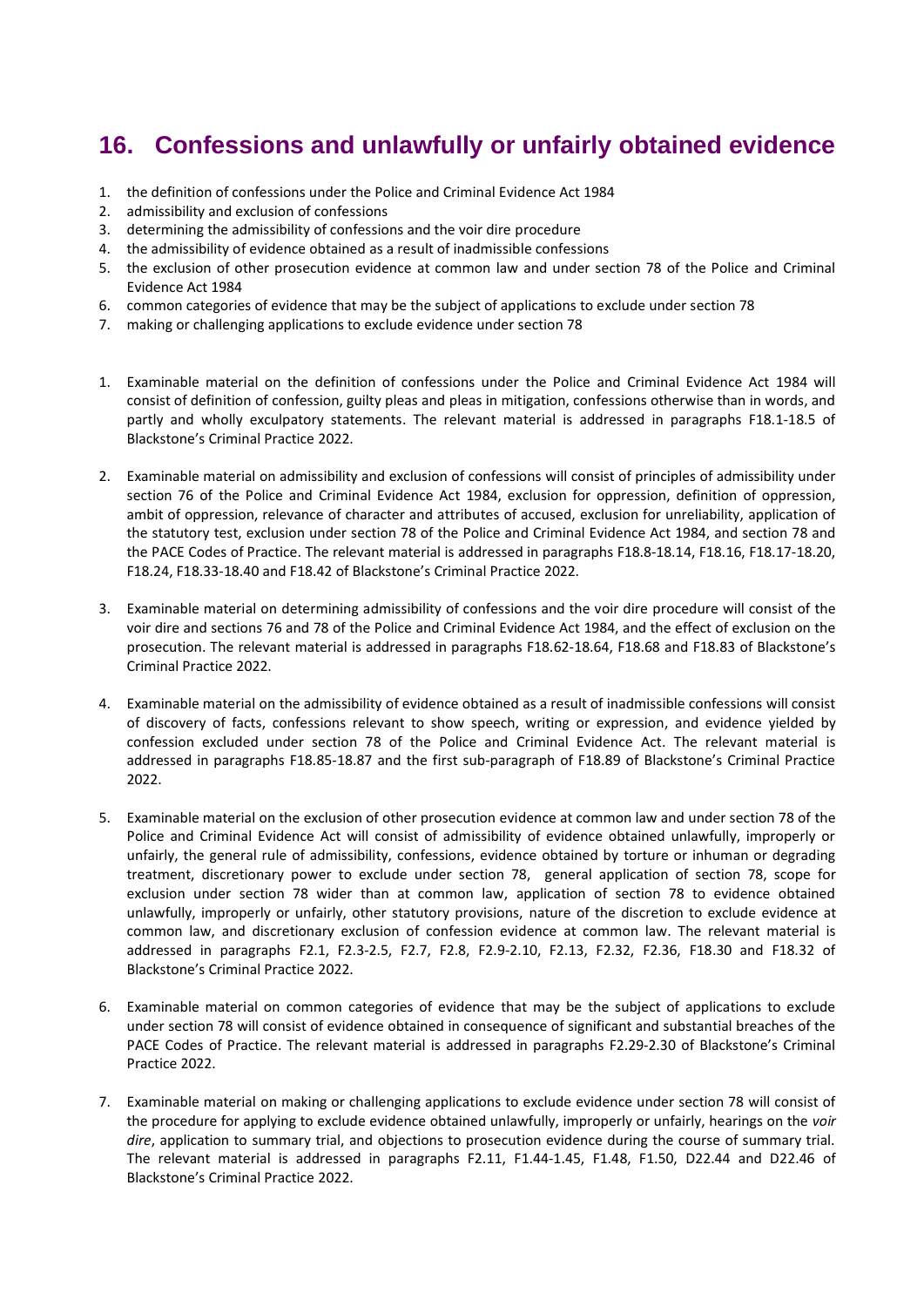## 16. Confessions and unlawfully or unfairly obtained evidence

1. the definition of confessions under the Police and Criminal Evidence Act 1984
2. admissibility and exclusion of confessions
3. determining the admissibility of confessions and the voir dire procedure
4. the admissibility of evidence obtained as a result of inadmissible confessions
5. the exclusion of other prosecution evidence at common law and under section 78 of the Police and Criminal Evidence Act 1984
6. common categories of evidence that may be the subject of applications to exclude under section 78
7. making or challenging applications to exclude evidence under section 78

1. Examinable material on the definition of confessions under the Police and Criminal Evidence Act 1984 will consist of definition of confession, guilty pleas and pleas in mitigation, confessions otherwise than in words, and partly and wholly exculpatory statements. The relevant material is addressed in paragraphs F18.1-18.5 of Blackstone's Criminal Practice 2022.

2. Examinable material on admissibility and exclusion of confessions will consist of principles of admissibility under section 76 of the Police and Criminal Evidence Act 1984, exclusion for oppression, definition of oppression, ambit of oppression, relevance of character and attributes of accused, exclusion for unreliability, application of the statutory test, exclusion under section 78 of the Police and Criminal Evidence Act 1984, and section 78 and the PACE Codes of Practice. The relevant material is addressed in paragraphs F18.8-18.14, F18.16, F18.17-18.20, F18.24, F18.33-18.40 and F18.42 of Blackstone's Criminal Practice 2022.

3. Examinable material on determining admissibility of confessions and the voir dire procedure will consist of the voir dire and sections 76 and 78 of the Police and Criminal Evidence Act 1984, and the effect of exclusion on the prosecution. The relevant material is addressed in paragraphs F18.62-18.64, F18.68 and F18.83 of Blackstone's Criminal Practice 2022.

4. Examinable material on the admissibility of evidence obtained as a result of inadmissible confessions will consist of discovery of facts, confessions relevant to show speech, writing or expression, and evidence yielded by confession excluded under section 78 of the Police and Criminal Evidence Act. The relevant material is addressed in paragraphs F18.85-18.87 and the first sub-paragraph of F18.89 of Blackstone's Criminal Practice 2022.

5. Examinable material on the exclusion of other prosecution evidence at common law and under section 78 of the Police and Criminal Evidence Act will consist of admissibility of evidence obtained unlawfully, improperly or unfairly, the general rule of admissibility, confessions, evidence obtained by torture or inhuman or degrading treatment, discretionary power to exclude under section 78, general application of section 78, scope for exclusion under section 78 wider than at common law, application of section 78 to evidence obtained unlawfully, improperly or unfairly, other statutory provisions, nature of the discretion to exclude evidence at common law, and discretionary exclusion of confession evidence at common law. The relevant material is addressed in paragraphs F2.1, F2.3-2.5, F2.7, F2.8, F2.9-2.10, F2.13, F2.32, F2.36, F18.30 and F18.32 of Blackstone's Criminal Practice 2022.

6. Examinable material on common categories of evidence that may be the subject of applications to exclude under section 78 will consist of evidence obtained in consequence of significant and substantial breaches of the PACE Codes of Practice. The relevant material is addressed in paragraphs F2.29-2.30 of Blackstone's Criminal Practice 2022.

7. Examinable material on making or challenging applications to exclude evidence under section 78 will consist of the procedure for applying to exclude evidence obtained unlawfully, improperly or unfairly, hearings on the *voir dire*, application to summary trial, and objections to prosecution evidence during the course of summary trial. The relevant material is addressed in paragraphs F2.11, F1.44-1.45, F1.48, F1.50, D22.44 and D22.46 of Blackstone's Criminal Practice 2022.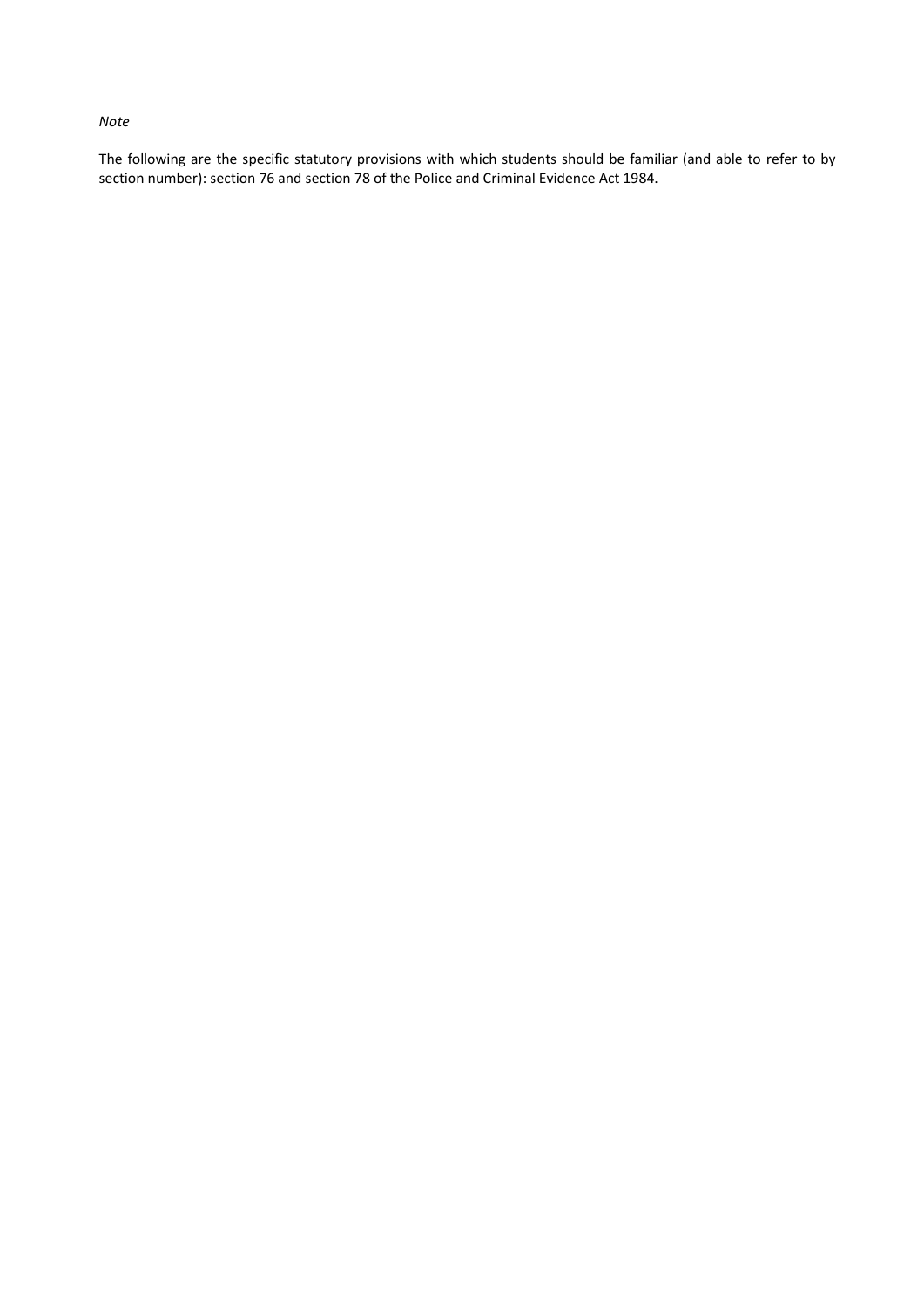*Note*

The following are the specific statutory provisions with which students should be familiar (and able to refer to by section number): section 76 and section 78 of the Police and Criminal Evidence Act 1984.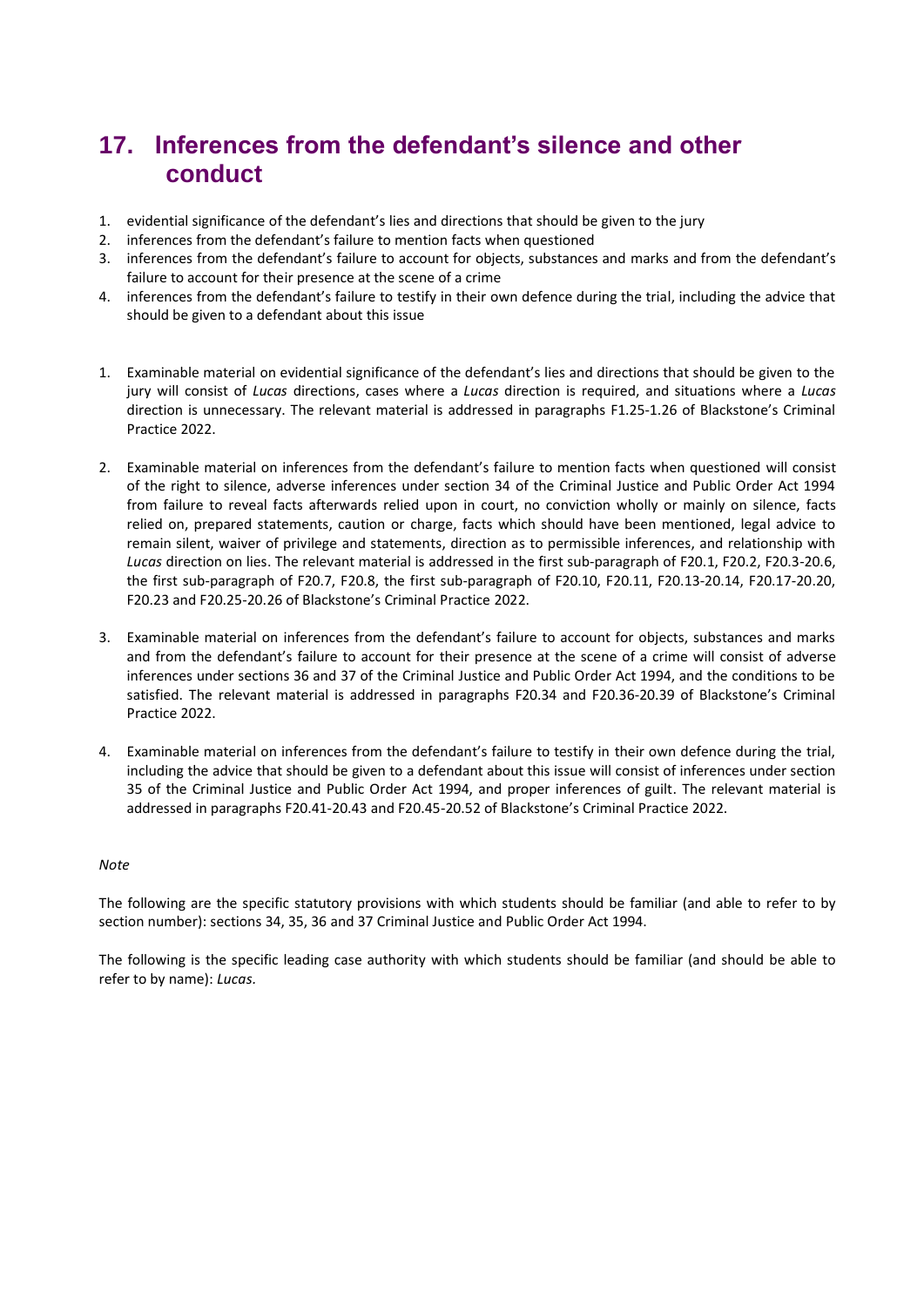## 17. Inferences from the defendant's silence and other conduct

1. evidential significance of the defendant's lies and directions that should be given to the jury
2. inferences from the defendant's failure to mention facts when questioned
3. inferences from the defendant's failure to account for objects, substances and marks and from the defendant's failure to account for their presence at the scene of a crime
4. inferences from the defendant's failure to testify in their own defence during the trial, including the advice that should be given to a defendant about this issue

1. Examinable material on evidential significance of the defendant's lies and directions that should be given to the jury will consist of *Lucas* directions, cases where a *Lucas* direction is required, and situations where a *Lucas* direction is unnecessary. The relevant material is addressed in paragraphs F1.25-1.26 of Blackstone's Criminal Practice 2022.

2. Examinable material on inferences from the defendant's failure to mention facts when questioned will consist of the right to silence, adverse inferences under section 34 of the Criminal Justice and Public Order Act 1994 from failure to reveal facts afterwards relied upon in court, no conviction wholly or mainly on silence, facts relied on, prepared statements, caution or charge, facts which should have been mentioned, legal advice to remain silent, waiver of privilege and statements, direction as to permissible inferences, and relationship with *Lucas* direction on lies. The relevant material is addressed in the first sub-paragraph of F20.1, F20.2, F20.3-20.6, the first sub-paragraph of F20.7, F20.8, the first sub-paragraph of F20.10, F20.11, F20.13-20.14, F20.17-20.20, F20.23 and F20.25-20.26 of Blackstone's Criminal Practice 2022.

3. Examinable material on inferences from the defendant's failure to account for objects, substances and marks and from the defendant's failure to account for their presence at the scene of a crime will consist of adverse inferences under sections 36 and 37 of the Criminal Justice and Public Order Act 1994, and the conditions to be satisfied. The relevant material is addressed in paragraphs F20.34 and F20.36-20.39 of Blackstone's Criminal Practice 2022.

4. Examinable material on inferences from the defendant's failure to testify in their own defence during the trial, including the advice that should be given to a defendant about this issue will consist of inferences under section 35 of the Criminal Justice and Public Order Act 1994, and proper inferences of guilt. The relevant material is addressed in paragraphs F20.41-20.43 and F20.45-20.52 of Blackstone's Criminal Practice 2022.

*Note*

The following are the specific statutory provisions with which students should be familiar (and able to refer to by section number): sections 34, 35, 36 and 37 Criminal Justice and Public Order Act 1994.

The following is the specific leading case authority with which students should be familiar (and should be able to refer to by name): *Lucas*.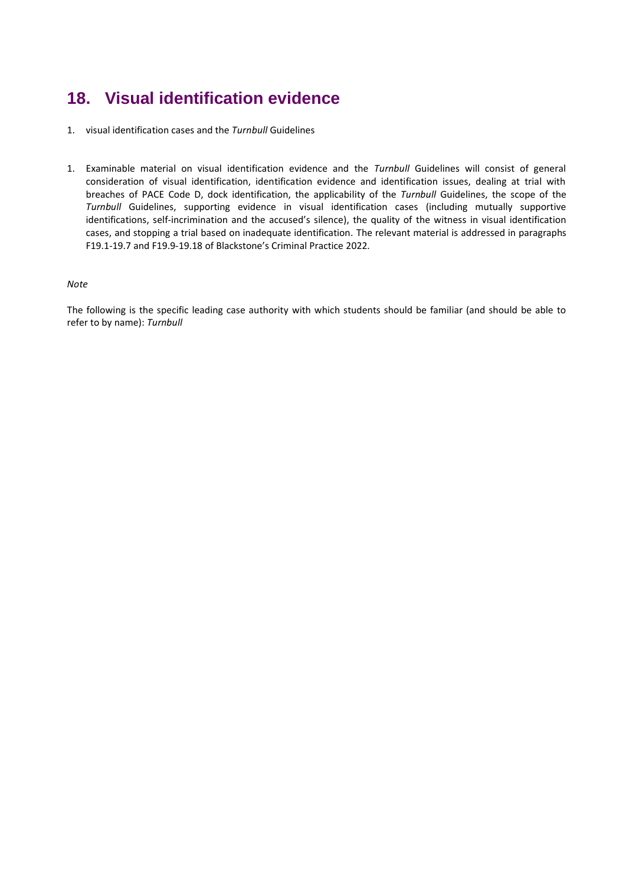# 18. Visual identification evidence

1. visual identification cases and the *Turnbull* Guidelines

1. Examinable material on visual identification evidence and the *Turnbull* Guidelines will consist of general consideration of visual identification, identification evidence and identification issues, dealing at trial with breaches of PACE Code D, dock identification, the applicability of the *Turnbull* Guidelines, the scope of the *Turnbull* Guidelines, supporting evidence in visual identification cases (including mutually supportive identifications, self-incrimination and the accused's silence), the quality of the witness in visual identification cases, and stopping a trial based on inadequate identification. The relevant material is addressed in paragraphs F19.1-19.7 and F19.9-19.18 of Blackstone's Criminal Practice 2022.

*Note*

The following is the specific leading case authority with which students should be familiar (and should be able to refer to by name): *Turnbull*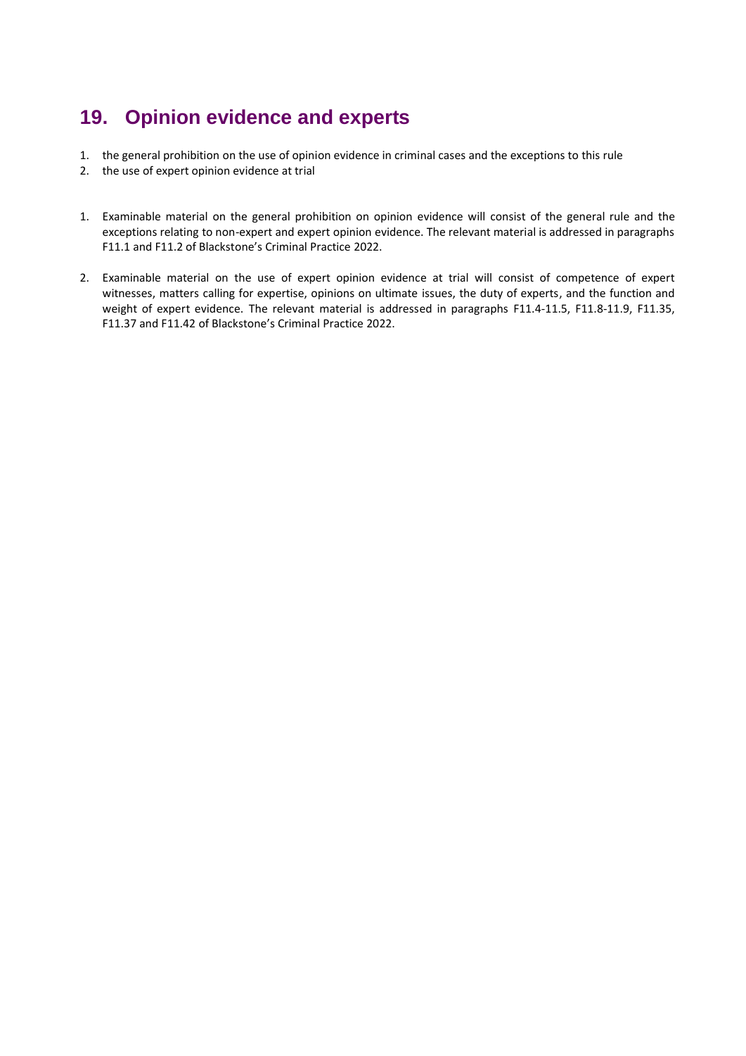## 19. Opinion evidence and experts

1. the general prohibition on the use of opinion evidence in criminal cases and the exceptions to this rule
2. the use of expert opinion evidence at trial

1. Examinable material on the general prohibition on opinion evidence will consist of the general rule and the exceptions relating to non-expert and expert opinion evidence. The relevant material is addressed in paragraphs F11.1 and F11.2 of Blackstone's Criminal Practice 2022.

2. Examinable material on the use of expert opinion evidence at trial will consist of competence of expert witnesses, matters calling for expertise, opinions on ultimate issues, the duty of experts, and the function and weight of expert evidence. The relevant material is addressed in paragraphs F11.4-11.5, F11.8-11.9, F11.35, F11.37 and F11.42 of Blackstone's Criminal Practice 2022.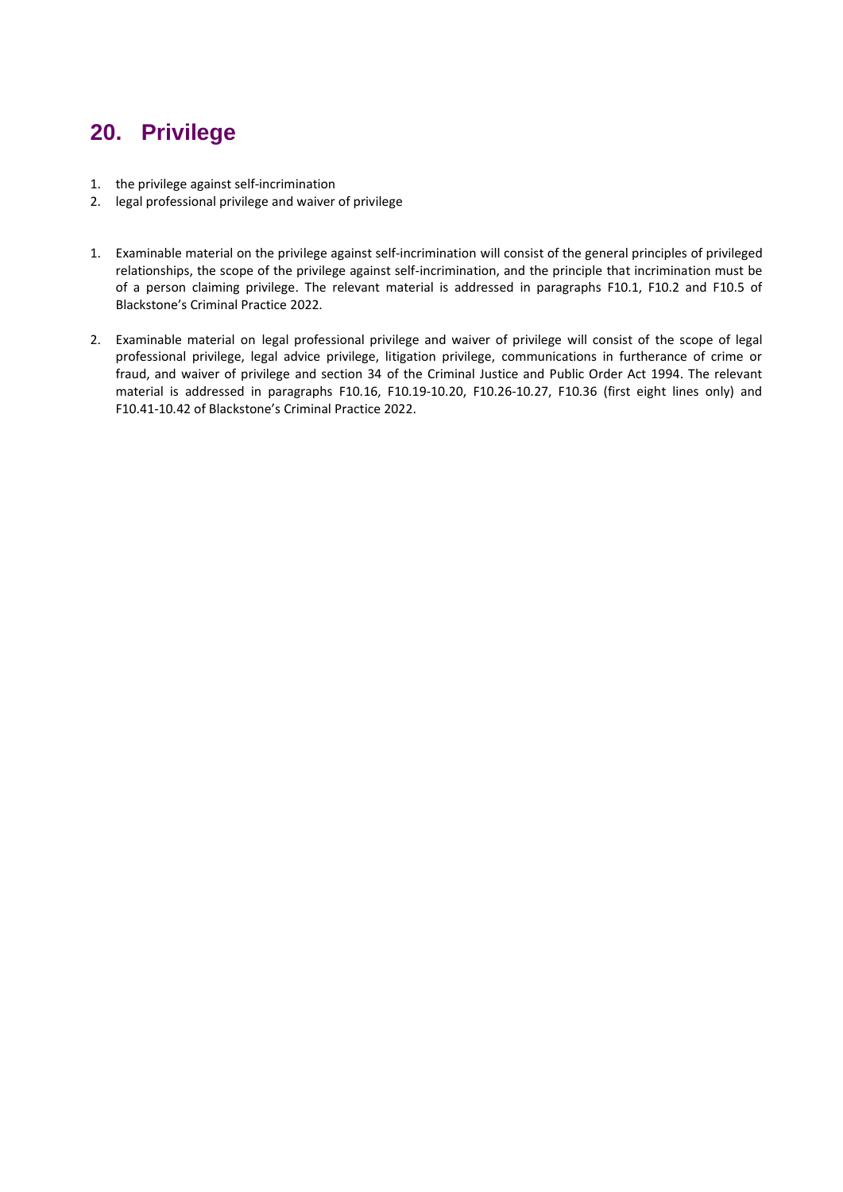## 20. Privilege

1. the privilege against self-incrimination
2. legal professional privilege and waiver of privilege

1. Examinable material on the privilege against self-incrimination will consist of the general principles of privileged relationships, the scope of the privilege against self-incrimination, and the principle that incrimination must be of a person claiming privilege. The relevant material is addressed in paragraphs F10.1, F10.2 and F10.5 of Blackstone's Criminal Practice 2022.

2. Examinable material on legal professional privilege and waiver of privilege will consist of the scope of legal professional privilege, legal advice privilege, litigation privilege, communications in furtherance of crime or fraud, and waiver of privilege and section 34 of the Criminal Justice and Public Order Act 1994. The relevant material is addressed in paragraphs F10.16, F10.19-10.20, F10.26-10.27, F10.36 (first eight lines only) and F10.41-10.42 of Blackstone's Criminal Practice 2022.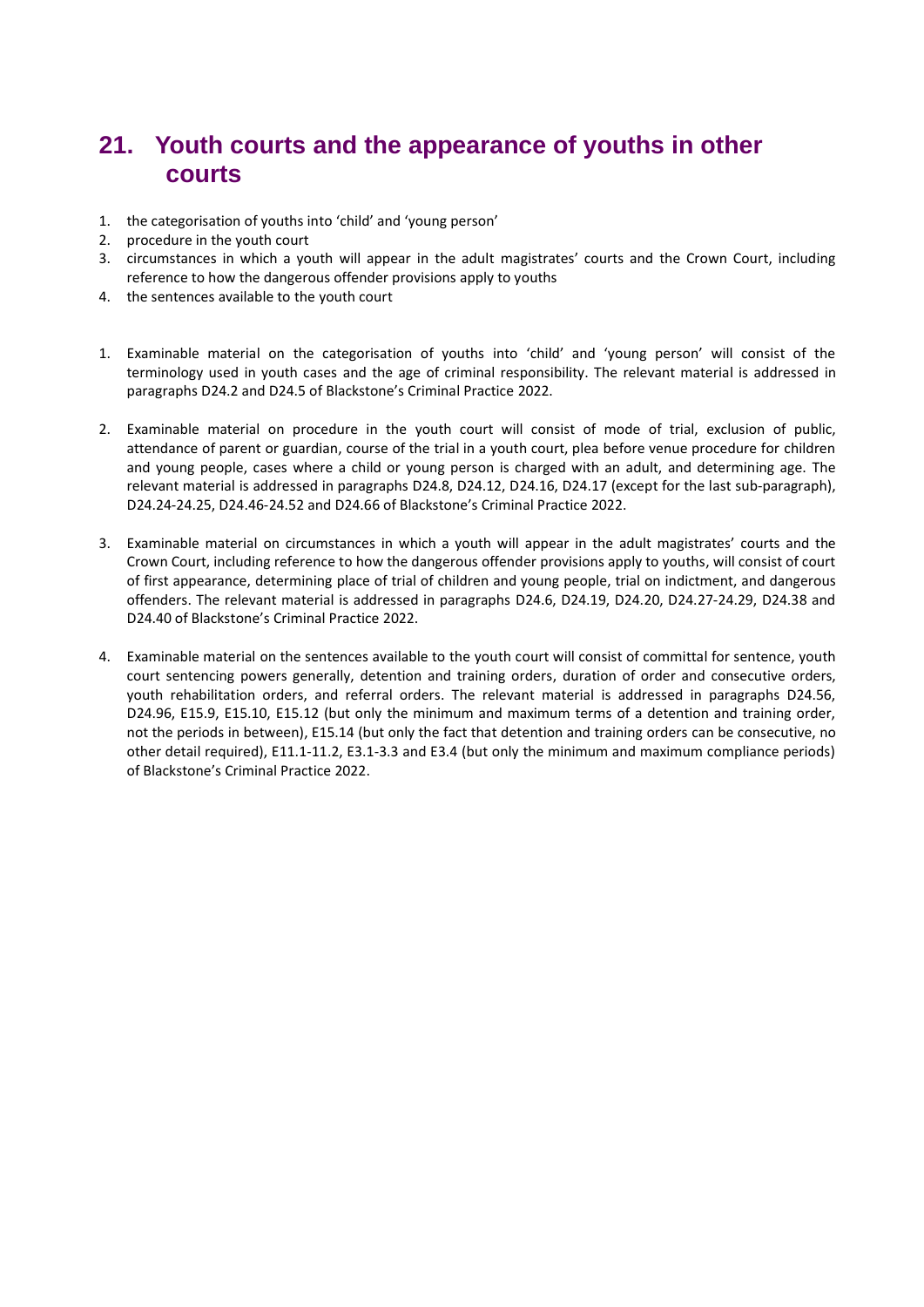## 21. Youth courts and the appearance of youths in other courts

1. the categorisation of youths into 'child' and 'young person'
2. procedure in the youth court
3. circumstances in which a youth will appear in the adult magistrates' courts and the Crown Court, including reference to how the dangerous offender provisions apply to youths
4. the sentences available to the youth court

1. Examinable material on the categorisation of youths into 'child' and 'young person' will consist of the terminology used in youth cases and the age of criminal responsibility. The relevant material is addressed in paragraphs D24.2 and D24.5 of Blackstone's Criminal Practice 2022.

2. Examinable material on procedure in the youth court will consist of mode of trial, exclusion of public, attendance of parent or guardian, course of the trial in a youth court, plea before venue procedure for children and young people, cases where a child or young person is charged with an adult, and determining age. The relevant material is addressed in paragraphs D24.8, D24.12, D24.16, D24.17 (except for the last sub-paragraph), D24.24-24.25, D24.46-24.52 and D24.66 of Blackstone's Criminal Practice 2022.

3. Examinable material on circumstances in which a youth will appear in the adult magistrates' courts and the Crown Court, including reference to how the dangerous offender provisions apply to youths, will consist of court of first appearance, determining place of trial of children and young people, trial on indictment, and dangerous offenders. The relevant material is addressed in paragraphs D24.6, D24.19, D24.20, D24.27-24.29, D24.38 and D24.40 of Blackstone's Criminal Practice 2022.

4. Examinable material on the sentences available to the youth court will consist of committal for sentence, youth court sentencing powers generally, detention and training orders, duration of order and consecutive orders, youth rehabilitation orders, and referral orders. The relevant material is addressed in paragraphs D24.56, D24.96, E15.9, E15.10, E15.12 (but only the minimum and maximum terms of a detention and training order, not the periods in between), E15.14 (but only the fact that detention and training orders can be consecutive, no other detail required), E11.1-11.2, E3.1-3.3 and E3.4 (but only the minimum and maximum compliance periods) of Blackstone's Criminal Practice 2022.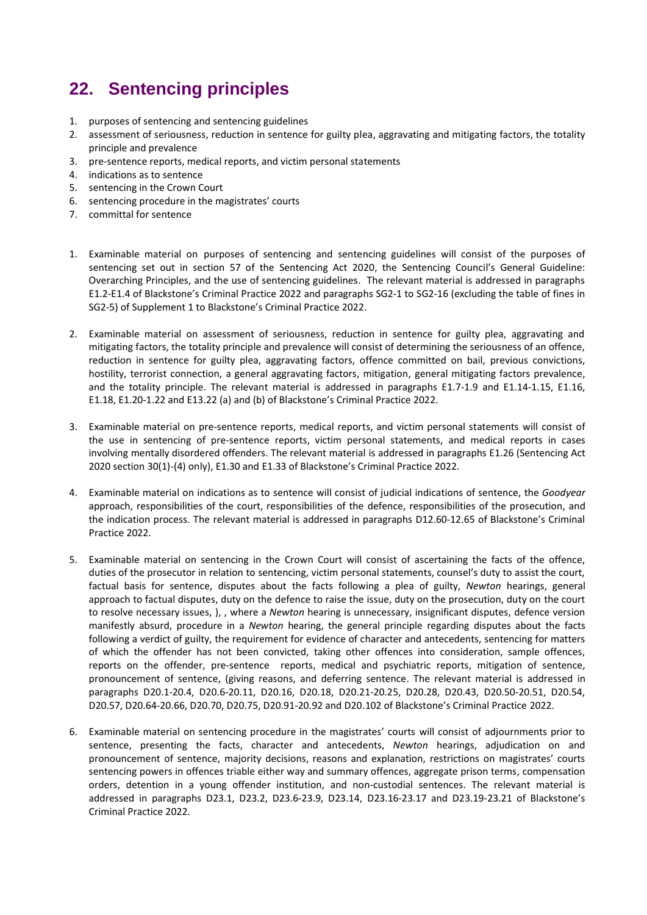## 22. Sentencing principles

1. purposes of sentencing and sentencing guidelines
2. assessment of seriousness, reduction in sentence for guilty plea, aggravating and mitigating factors, the totality principle and prevalence
3. pre-sentence reports, medical reports, and victim personal statements
4. indications as to sentence
5. sentencing in the Crown Court
6. sentencing procedure in the magistrates' courts
7. committal for sentence

1. Examinable material on purposes of sentencing and sentencing guidelines will consist of the purposes of sentencing set out in section 57 of the Sentencing Act 2020, the Sentencing Council's General Guideline: Overarching Principles, and the use of sentencing guidelines. The relevant material is addressed in paragraphs E1.2-E1.4 of Blackstone's Criminal Practice 2022 and paragraphs SG2-1 to SG2-16 (excluding the table of fines in SG2-5) of Supplement 1 to Blackstone's Criminal Practice 2022.

2. Examinable material on assessment of seriousness, reduction in sentence for guilty plea, aggravating and mitigating factors, the totality principle and prevalence will consist of determining the seriousness of an offence, reduction in sentence for guilty plea, aggravating factors, offence committed on bail, previous convictions, hostility, terrorist connection, a general aggravating factors, mitigation, general mitigating factors prevalence, and the totality principle. The relevant material is addressed in paragraphs E1.7-1.9 and E1.14-1.15, E1.16, E1.18, E1.20-1.22 and E13.22 (a) and (b) of Blackstone's Criminal Practice 2022.

3. Examinable material on pre-sentence reports, medical reports, and victim personal statements will consist of the use in sentencing of pre-sentence reports, victim personal statements, and medical reports in cases involving mentally disordered offenders. The relevant material is addressed in paragraphs E1.26 (Sentencing Act 2020 section 30(1)-(4) only), E1.30 and E1.33 of Blackstone's Criminal Practice 2022.

4. Examinable material on indications as to sentence will consist of judicial indications of sentence, the *Goodyear* approach, responsibilities of the court, responsibilities of the defence, responsibilities of the prosecution, and the indication process. The relevant material is addressed in paragraphs D12.60-12.65 of Blackstone's Criminal Practice 2022.

5. Examinable material on sentencing in the Crown Court will consist of ascertaining the facts of the offence, duties of the prosecutor in relation to sentencing, victim personal statements, counsel's duty to assist the court, factual basis for sentence, disputes about the facts following a plea of guilty, *Newton* hearings, general approach to factual disputes, duty on the defence to raise the issue, duty on the prosecution, duty on the court to resolve necessary issues, ), , where a *Newton* hearing is unnecessary, insignificant disputes, defence version manifestly absurd, procedure in a *Newton* hearing, the general principle regarding disputes about the facts following a verdict of guilty, the requirement for evidence of character and antecedents, sentencing for matters of which the offender has not been convicted, taking other offences into consideration, sample offences, reports on the offender, pre-sentence reports, medical and psychiatric reports, mitigation of sentence, pronouncement of sentence, (giving reasons, and deferring sentence. The relevant material is addressed in paragraphs D20.1-20.4, D20.6-20.11, D20.16, D20.18, D20.21-20.25, D20.28, D20.43, D20.50-20.51, D20.54, D20.57, D20.64-20.66, D20.70, D20.75, D20.91-20.92 and D20.102 of Blackstone's Criminal Practice 2022.

6. Examinable material on sentencing procedure in the magistrates' courts will consist of adjournments prior to sentence, presenting the facts, character and antecedents, *Newton* hearings, adjudication on and pronouncement of sentence, majority decisions, reasons and explanation, restrictions on magistrates' courts sentencing powers in offences triable either way and summary offences, aggregate prison terms, compensation orders, detention in a young offender institution, and non-custodial sentences. The relevant material is addressed in paragraphs D23.1, D23.2, D23.6-23.9, D23.14, D23.16-23.17 and D23.19-23.21 of Blackstone's Criminal Practice 2022.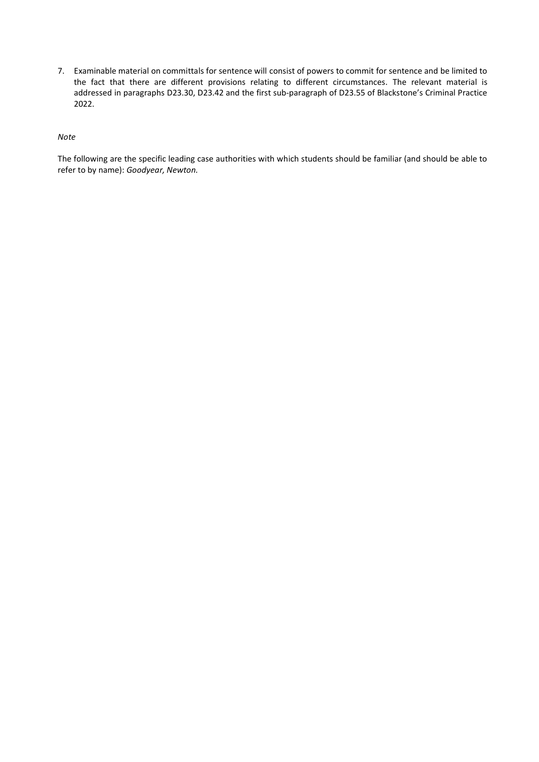7. Examinable material on committals for sentence will consist of powers to commit for sentence and be limited to the fact that there are different provisions relating to different circumstances. The relevant material is addressed in paragraphs D23.30, D23.42 and the first sub-paragraph of D23.55 of Blackstone's Criminal Practice 2022.

*Note*

The following are the specific leading case authorities with which students should be familiar (and should be able to refer to by name): *Goodyear, Newton.*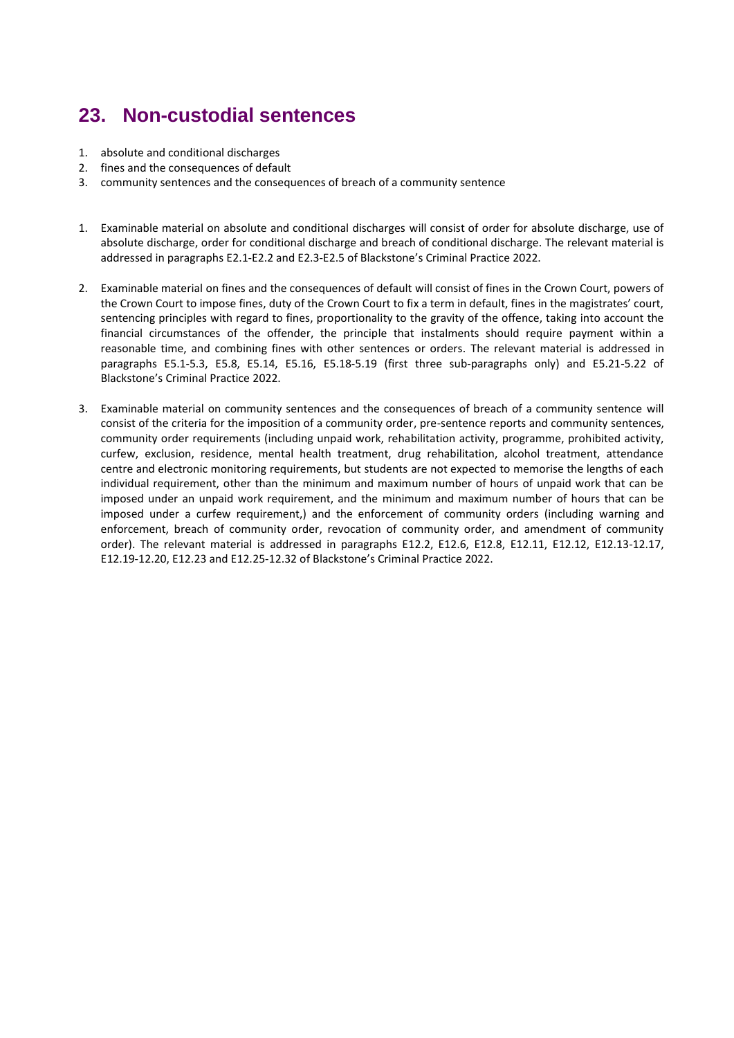## 23. Non-custodial sentences

1. absolute and conditional discharges
2. fines and the consequences of default
3. community sentences and the consequences of breach of a community sentence

1. Examinable material on absolute and conditional discharges will consist of order for absolute discharge, use of absolute discharge, order for conditional discharge and breach of conditional discharge. The relevant material is addressed in paragraphs E2.1-E2.2 and E2.3-E2.5 of Blackstone's Criminal Practice 2022.

2. Examinable material on fines and the consequences of default will consist of fines in the Crown Court, powers of the Crown Court to impose fines, duty of the Crown Court to fix a term in default, fines in the magistrates' court, sentencing principles with regard to fines, proportionality to the gravity of the offence, taking into account the financial circumstances of the offender, the principle that instalments should require payment within a reasonable time, and combining fines with other sentences or orders. The relevant material is addressed in paragraphs E5.1-5.3, E5.8, E5.14, E5.16, E5.18-5.19 (first three sub-paragraphs only) and E5.21-5.22 of Blackstone's Criminal Practice 2022.

3. Examinable material on community sentences and the consequences of breach of a community sentence will consist of the criteria for the imposition of a community order, pre-sentence reports and community sentences, community order requirements (including unpaid work, rehabilitation activity, programme, prohibited activity, curfew, exclusion, residence, mental health treatment, drug rehabilitation, alcohol treatment, attendance centre and electronic monitoring requirements, but students are not expected to memorise the lengths of each individual requirement, other than the minimum and maximum number of hours of unpaid work that can be imposed under an unpaid work requirement, and the minimum and maximum number of hours that can be imposed under a curfew requirement,) and the enforcement of community orders (including warning and enforcement, breach of community order, revocation of community order, and amendment of community order). The relevant material is addressed in paragraphs E12.2, E12.6, E12.8, E12.11, E12.12, E12.13-12.17, E12.19-12.20, E12.23 and E12.25-12.32 of Blackstone's Criminal Practice 2022.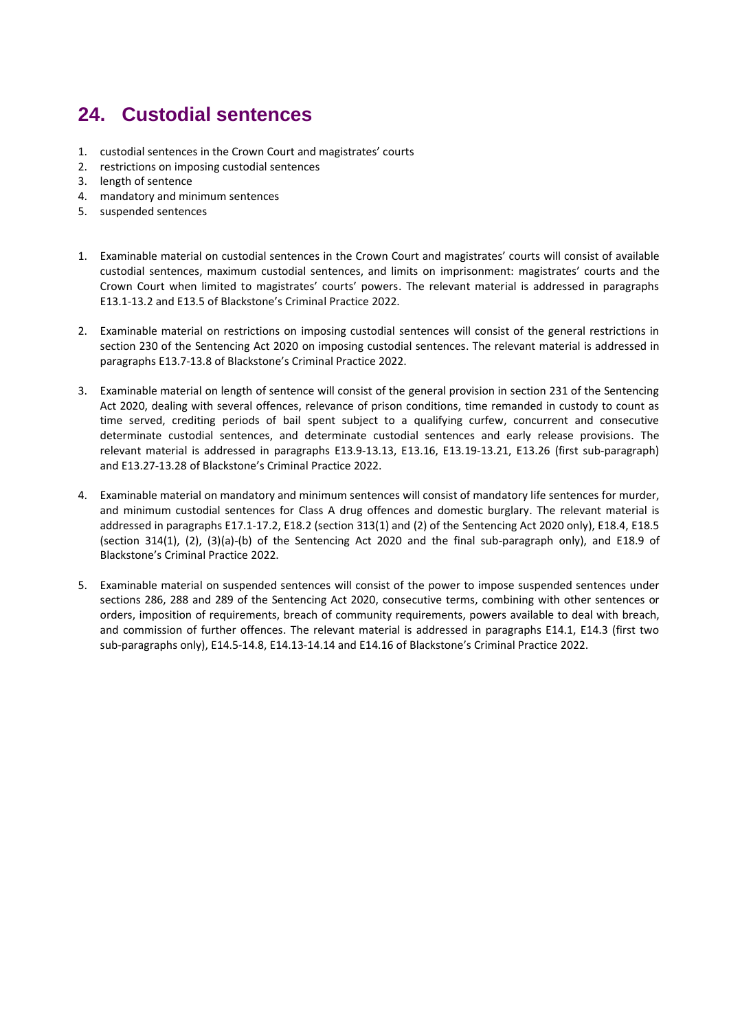## 24. Custodial sentences

1. custodial sentences in the Crown Court and magistrates' courts
2. restrictions on imposing custodial sentences
3. length of sentence
4. mandatory and minimum sentences
5. suspended sentences

1. Examinable material on custodial sentences in the Crown Court and magistrates' courts will consist of available custodial sentences, maximum custodial sentences, and limits on imprisonment: magistrates' courts and the Crown Court when limited to magistrates' courts' powers. The relevant material is addressed in paragraphs E13.1-13.2 and E13.5 of Blackstone's Criminal Practice 2022.

2. Examinable material on restrictions on imposing custodial sentences will consist of the general restrictions in section 230 of the Sentencing Act 2020 on imposing custodial sentences. The relevant material is addressed in paragraphs E13.7-13.8 of Blackstone's Criminal Practice 2022.

3. Examinable material on length of sentence will consist of the general provision in section 231 of the Sentencing Act 2020, dealing with several offences, relevance of prison conditions, time remanded in custody to count as time served, crediting periods of bail spent subject to a qualifying curfew, concurrent and consecutive determinate custodial sentences, and determinate custodial sentences and early release provisions. The relevant material is addressed in paragraphs E13.9-13.13, E13.16, E13.19-13.21, E13.26 (first sub-paragraph) and E13.27-13.28 of Blackstone's Criminal Practice 2022.

4. Examinable material on mandatory and minimum sentences will consist of mandatory life sentences for murder, and minimum custodial sentences for Class A drug offences and domestic burglary. The relevant material is addressed in paragraphs E17.1-17.2, E18.2 (section 313(1) and (2) of the Sentencing Act 2020 only), E18.4, E18.5 (section 314(1), (2), (3)(a)-(b) of the Sentencing Act 2020 and the final sub-paragraph only), and E18.9 of Blackstone's Criminal Practice 2022.

5. Examinable material on suspended sentences will consist of the power to impose suspended sentences under sections 286, 288 and 289 of the Sentencing Act 2020, consecutive terms, combining with other sentences or orders, imposition of requirements, breach of community requirements, powers available to deal with breach, and commission of further offences. The relevant material is addressed in paragraphs E14.1, E14.3 (first two sub-paragraphs only), E14.5-14.8, E14.13-14.14 and E14.16 of Blackstone's Criminal Practice 2022.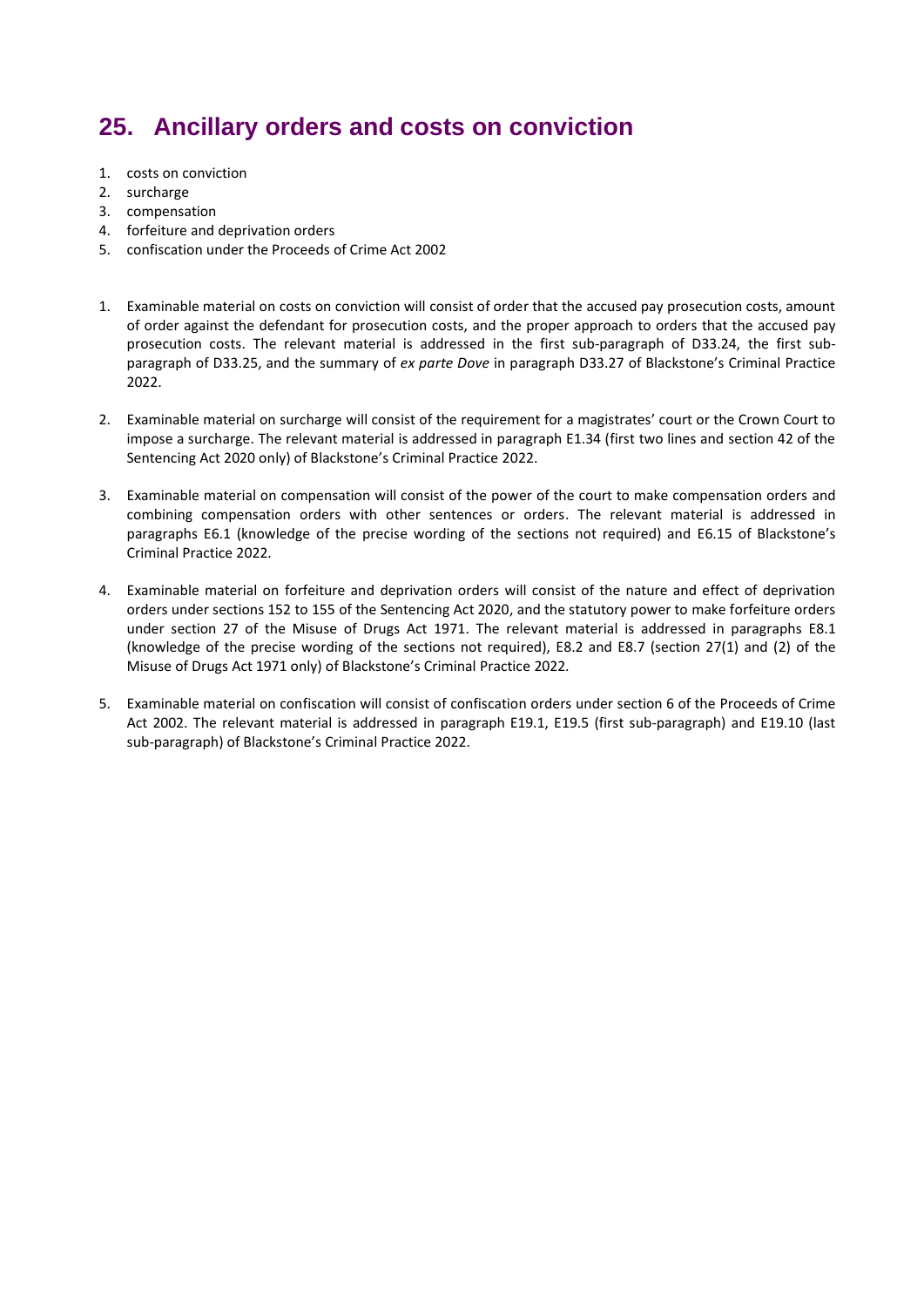## 25. Ancillary orders and costs on conviction

1. costs on conviction
2. surcharge
3. compensation
4. forfeiture and deprivation orders
5. confiscation under the Proceeds of Crime Act 2002

1. Examinable material on costs on conviction will consist of order that the accused pay prosecution costs, amount of order against the defendant for prosecution costs, and the proper approach to orders that the accused pay prosecution costs. The relevant material is addressed in the first sub-paragraph of D33.24, the first sub-paragraph of D33.25, and the summary of *ex parte Dove* in paragraph D33.27 of Blackstone's Criminal Practice 2022.

2. Examinable material on surcharge will consist of the requirement for a magistrates' court or the Crown Court to impose a surcharge. The relevant material is addressed in paragraph E1.34 (first two lines and section 42 of the Sentencing Act 2020 only) of Blackstone's Criminal Practice 2022.

3. Examinable material on compensation will consist of the power of the court to make compensation orders and combining compensation orders with other sentences or orders. The relevant material is addressed in paragraphs E6.1 (knowledge of the precise wording of the sections not required) and E6.15 of Blackstone's Criminal Practice 2022.

4. Examinable material on forfeiture and deprivation orders will consist of the nature and effect of deprivation orders under sections 152 to 155 of the Sentencing Act 2020, and the statutory power to make forfeiture orders under section 27 of the Misuse of Drugs Act 1971. The relevant material is addressed in paragraphs E8.1 (knowledge of the precise wording of the sections not required), E8.2 and E8.7 (section 27(1) and (2) of the Misuse of Drugs Act 1971 only) of Blackstone's Criminal Practice 2022.

5. Examinable material on confiscation will consist of confiscation orders under section 6 of the Proceeds of Crime Act 2002. The relevant material is addressed in paragraph E19.1, E19.5 (first sub-paragraph) and E19.10 (last sub-paragraph) of Blackstone's Criminal Practice 2022.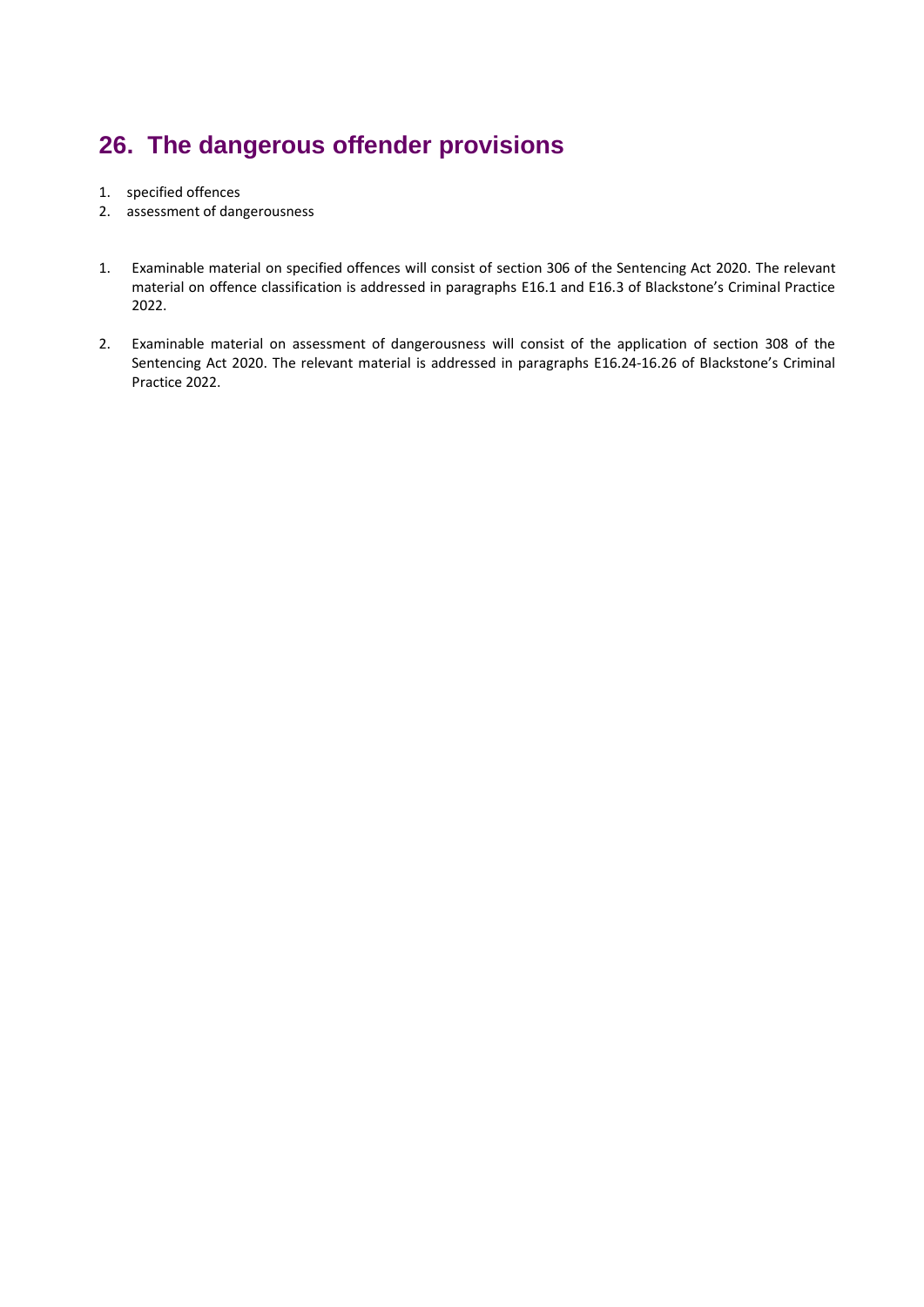## 26. The dangerous offender provisions

1. specified offences
2. assessment of dangerousness

1. Examinable material on specified offences will consist of section 306 of the Sentencing Act 2020. The relevant material on offence classification is addressed in paragraphs E16.1 and E16.3 of Blackstone's Criminal Practice 2022.

2. Examinable material on assessment of dangerousness will consist of the application of section 308 of the Sentencing Act 2020. The relevant material is addressed in paragraphs E16.24-16.26 of Blackstone's Criminal Practice 2022.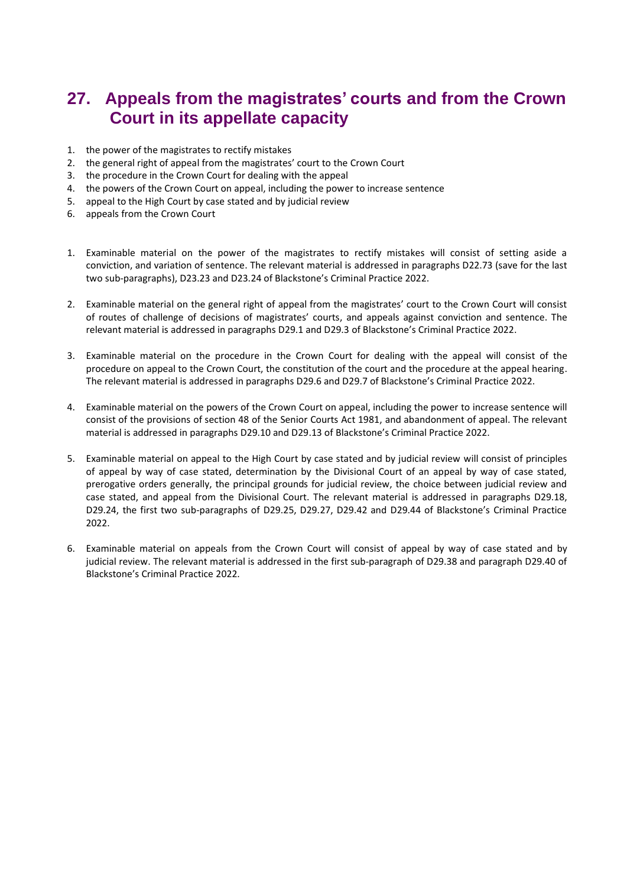## 27. Appeals from the magistrates' courts and from the Crown Court in its appellate capacity

1. the power of the magistrates to rectify mistakes
2. the general right of appeal from the magistrates' court to the Crown Court
3. the procedure in the Crown Court for dealing with the appeal
4. the powers of the Crown Court on appeal, including the power to increase sentence
5. appeal to the High Court by case stated and by judicial review
6. appeals from the Crown Court

1. Examinable material on the power of the magistrates to rectify mistakes will consist of setting aside a conviction, and variation of sentence. The relevant material is addressed in paragraphs D22.73 (save for the last two sub-paragraphs), D23.23 and D23.24 of Blackstone's Criminal Practice 2022.

2. Examinable material on the general right of appeal from the magistrates' court to the Crown Court will consist of routes of challenge of decisions of magistrates' courts, and appeals against conviction and sentence. The relevant material is addressed in paragraphs D29.1 and D29.3 of Blackstone's Criminal Practice 2022.

3. Examinable material on the procedure in the Crown Court for dealing with the appeal will consist of the procedure on appeal to the Crown Court, the constitution of the court and the procedure at the appeal hearing. The relevant material is addressed in paragraphs D29.6 and D29.7 of Blackstone's Criminal Practice 2022.

4. Examinable material on the powers of the Crown Court on appeal, including the power to increase sentence will consist of the provisions of section 48 of the Senior Courts Act 1981, and abandonment of appeal. The relevant material is addressed in paragraphs D29.10 and D29.13 of Blackstone's Criminal Practice 2022.

5. Examinable material on appeal to the High Court by case stated and by judicial review will consist of principles of appeal by way of case stated, determination by the Divisional Court of an appeal by way of case stated, prerogative orders generally, the principal grounds for judicial review, the choice between judicial review and case stated, and appeal from the Divisional Court. The relevant material is addressed in paragraphs D29.18, D29.24, the first two sub-paragraphs of D29.25, D29.27, D29.42 and D29.44 of Blackstone's Criminal Practice 2022.

6. Examinable material on appeals from the Crown Court will consist of appeal by way of case stated and by judicial review. The relevant material is addressed in the first sub-paragraph of D29.38 and paragraph D29.40 of Blackstone's Criminal Practice 2022.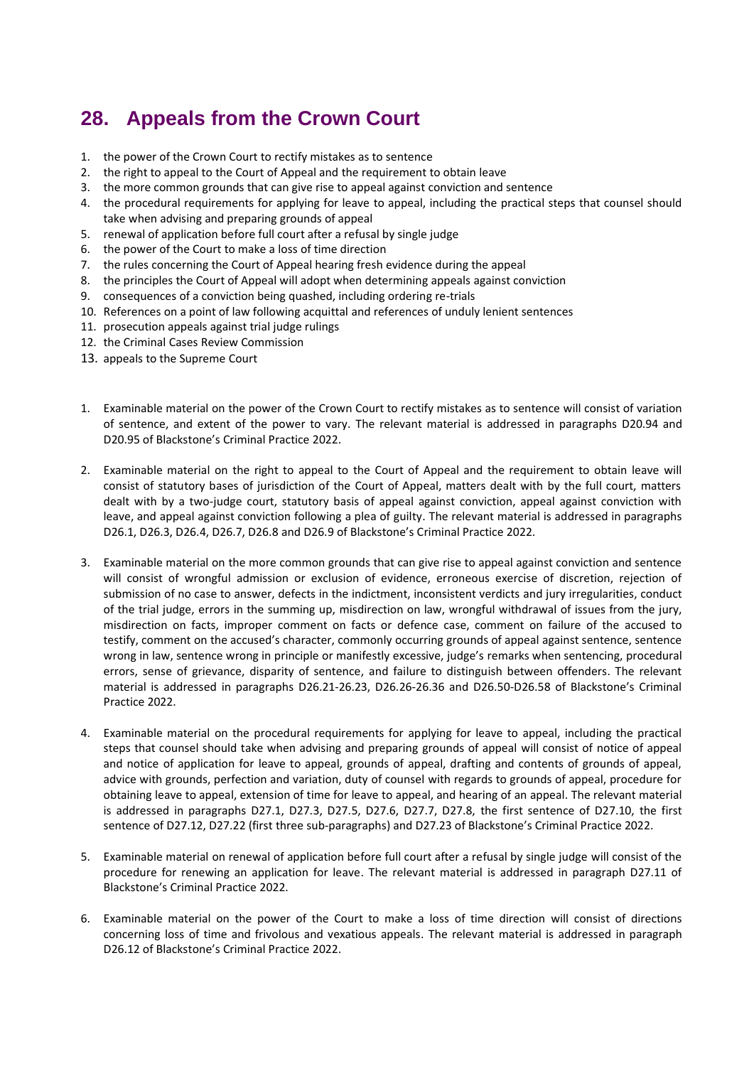## 28. Appeals from the Crown Court

1. the power of the Crown Court to rectify mistakes as to sentence
2. the right to appeal to the Court of Appeal and the requirement to obtain leave
3. the more common grounds that can give rise to appeal against conviction and sentence
4. the procedural requirements for applying for leave to appeal, including the practical steps that counsel should take when advising and preparing grounds of appeal
5. renewal of application before full court after a refusal by single judge
6. the power of the Court to make a loss of time direction
7. the rules concerning the Court of Appeal hearing fresh evidence during the appeal
8. the principles the Court of Appeal will adopt when determining appeals against conviction
9. consequences of a conviction being quashed, including ordering re-trials
10. References on a point of law following acquittal and references of unduly lenient sentences
11. prosecution appeals against trial judge rulings
12. the Criminal Cases Review Commission
13. appeals to the Supreme Court

1. Examinable material on the power of the Crown Court to rectify mistakes as to sentence will consist of variation of sentence, and extent of the power to vary. The relevant material is addressed in paragraphs D20.94 and D20.95 of Blackstone's Criminal Practice 2022.

2. Examinable material on the right to appeal to the Court of Appeal and the requirement to obtain leave will consist of statutory bases of jurisdiction of the Court of Appeal, matters dealt with by the full court, matters dealt with by a two-judge court, statutory basis of appeal against conviction, appeal against conviction with leave, and appeal against conviction following a plea of guilty. The relevant material is addressed in paragraphs D26.1, D26.3, D26.4, D26.7, D26.8 and D26.9 of Blackstone's Criminal Practice 2022.

3. Examinable material on the more common grounds that can give rise to appeal against conviction and sentence will consist of wrongful admission or exclusion of evidence, erroneous exercise of discretion, rejection of submission of no case to answer, defects in the indictment, inconsistent verdicts and jury irregularities, conduct of the trial judge, errors in the summing up, misdirection on law, wrongful withdrawal of issues from the jury, misdirection on facts, improper comment on facts or defence case, comment on failure of the accused to testify, comment on the accused's character, commonly occurring grounds of appeal against sentence, sentence wrong in law, sentence wrong in principle or manifestly excessive, judge's remarks when sentencing, procedural errors, sense of grievance, disparity of sentence, and failure to distinguish between offenders. The relevant material is addressed in paragraphs D26.21-26.23, D26.26-26.36 and D26.50-D26.58 of Blackstone's Criminal Practice 2022.

4. Examinable material on the procedural requirements for applying for leave to appeal, including the practical steps that counsel should take when advising and preparing grounds of appeal will consist of notice of appeal and notice of application for leave to appeal, grounds of appeal, drafting and contents of grounds of appeal, advice with grounds, perfection and variation, duty of counsel with regards to grounds of appeal, procedure for obtaining leave to appeal, extension of time for leave to appeal, and hearing of an appeal. The relevant material is addressed in paragraphs D27.1, D27.3, D27.5, D27.6, D27.7, D27.8, the first sentence of D27.10, the first sentence of D27.12, D27.22 (first three sub-paragraphs) and D27.23 of Blackstone's Criminal Practice 2022.

5. Examinable material on renewal of application before full court after a refusal by single judge will consist of the procedure for renewing an application for leave. The relevant material is addressed in paragraph D27.11 of Blackstone's Criminal Practice 2022.

6. Examinable material on the power of the Court to make a loss of time direction will consist of directions concerning loss of time and frivolous and vexatious appeals. The relevant material is addressed in paragraph D26.12 of Blackstone's Criminal Practice 2022.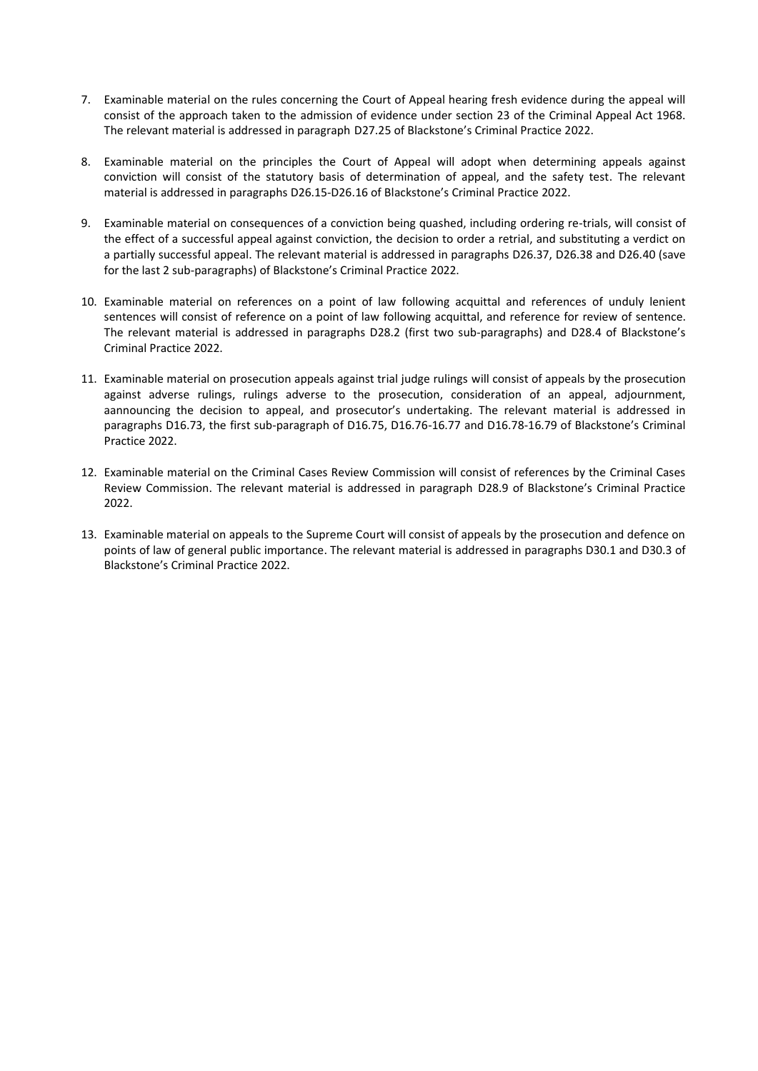7. Examinable material on the rules concerning the Court of Appeal hearing fresh evidence during the appeal will consist of the approach taken to the admission of evidence under section 23 of the Criminal Appeal Act 1968. The relevant material is addressed in paragraph D27.25 of Blackstone's Criminal Practice 2022.

8. Examinable material on the principles the Court of Appeal will adopt when determining appeals against conviction will consist of the statutory basis of determination of appeal, and the safety test. The relevant material is addressed in paragraphs D26.15-D26.16 of Blackstone's Criminal Practice 2022.

9. Examinable material on consequences of a conviction being quashed, including ordering re-trials, will consist of the effect of a successful appeal against conviction, the decision to order a retrial, and substituting a verdict on a partially successful appeal. The relevant material is addressed in paragraphs D26.37, D26.38 and D26.40 (save for the last 2 sub-paragraphs) of Blackstone's Criminal Practice 2022.

10. Examinable material on references on a point of law following acquittal and references of unduly lenient sentences will consist of reference on a point of law following acquittal, and reference for review of sentence. The relevant material is addressed in paragraphs D28.2 (first two sub-paragraphs) and D28.4 of Blackstone's Criminal Practice 2022.

11. Examinable material on prosecution appeals against trial judge rulings will consist of appeals by the prosecution against adverse rulings, rulings adverse to the prosecution, consideration of an appeal, adjournment, aannouncing the decision to appeal, and prosecutor's undertaking. The relevant material is addressed in paragraphs D16.73, the first sub-paragraph of D16.75, D16.76-16.77 and D16.78-16.79 of Blackstone's Criminal Practice 2022.

12. Examinable material on the Criminal Cases Review Commission will consist of references by the Criminal Cases Review Commission. The relevant material is addressed in paragraph D28.9 of Blackstone's Criminal Practice 2022.

13. Examinable material on appeals to the Supreme Court will consist of appeals by the prosecution and defence on points of law of general public importance. The relevant material is addressed in paragraphs D30.1 and D30.3 of Blackstone's Criminal Practice 2022.